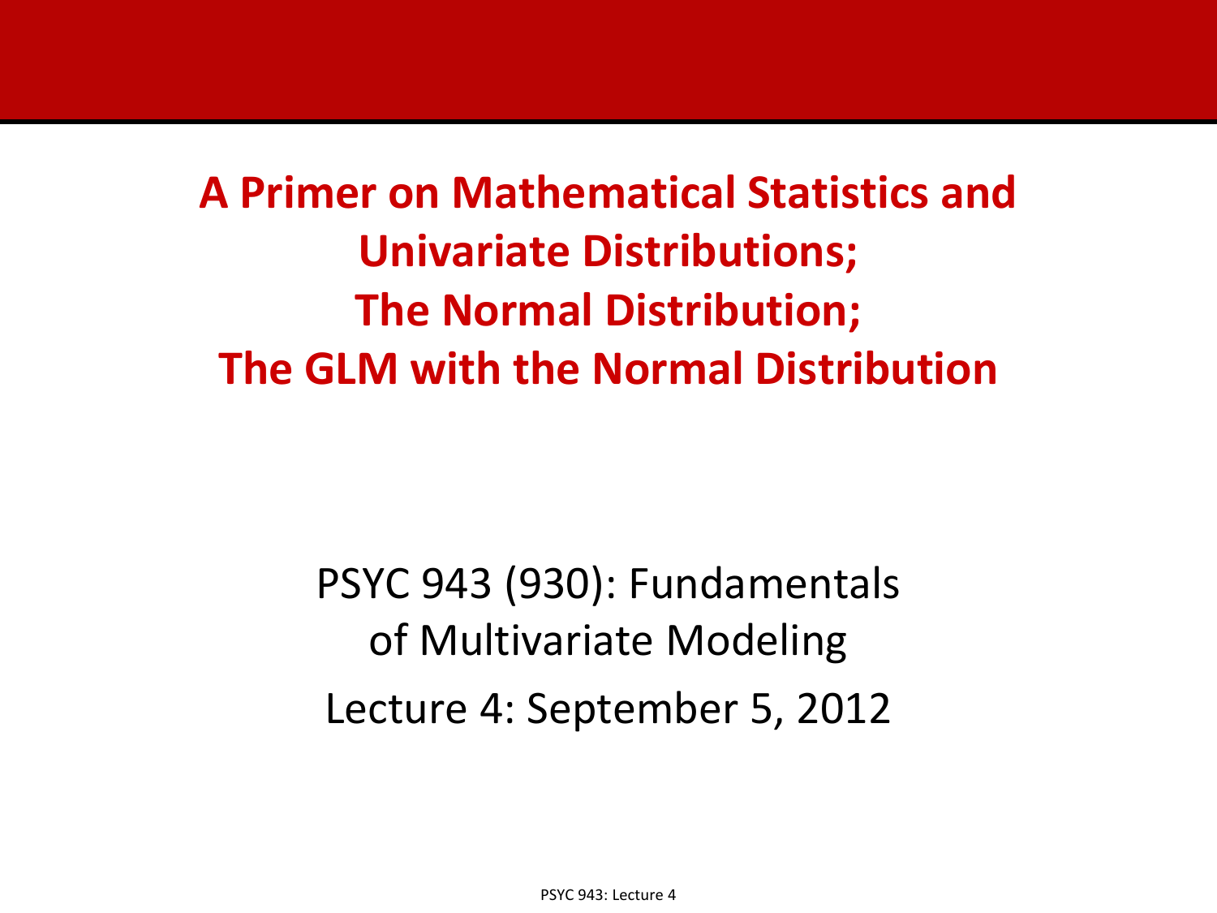# A Primer on Mathematical Statistics and Univariate Distributions; The Normal Distribution; The GLM with the Normal Distribution

PSYC 943 (930): Fundamentals of Multivariate Modeling

Lecture 4: September 5, 2012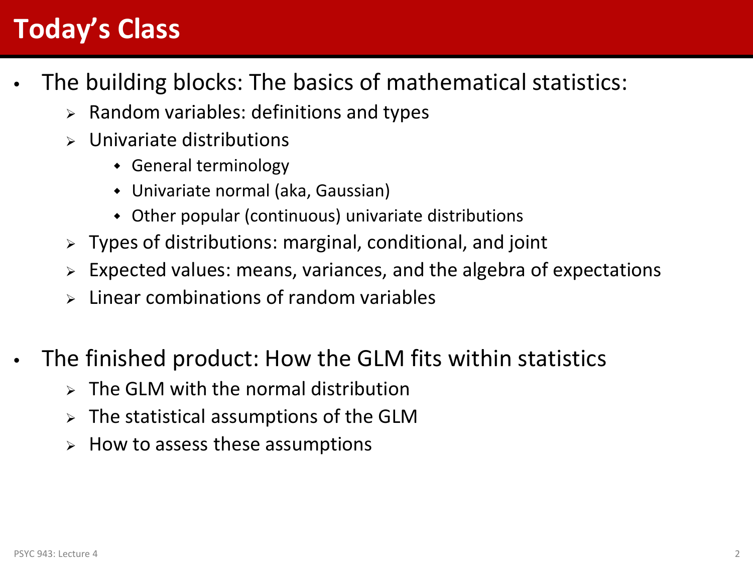# Today's Class

- The building blocks: The basics of mathematical statistics:
  - Random variables: definitions and types
  - Univariate distributions
    - General terminology
    - Univariate normal (aka, Gaussian)
    - Other popular (continuous) univariate distributions
  - Types of distributions: marginal, conditional, and joint
  - Expected values: means, variances, and the algebra of expectations
  - Linear combinations of random variables

- The finished product: How the GLM fits within statistics
  - The GLM with the normal distribution
  - The statistical assumptions of the GLM
  - How to assess these assumptions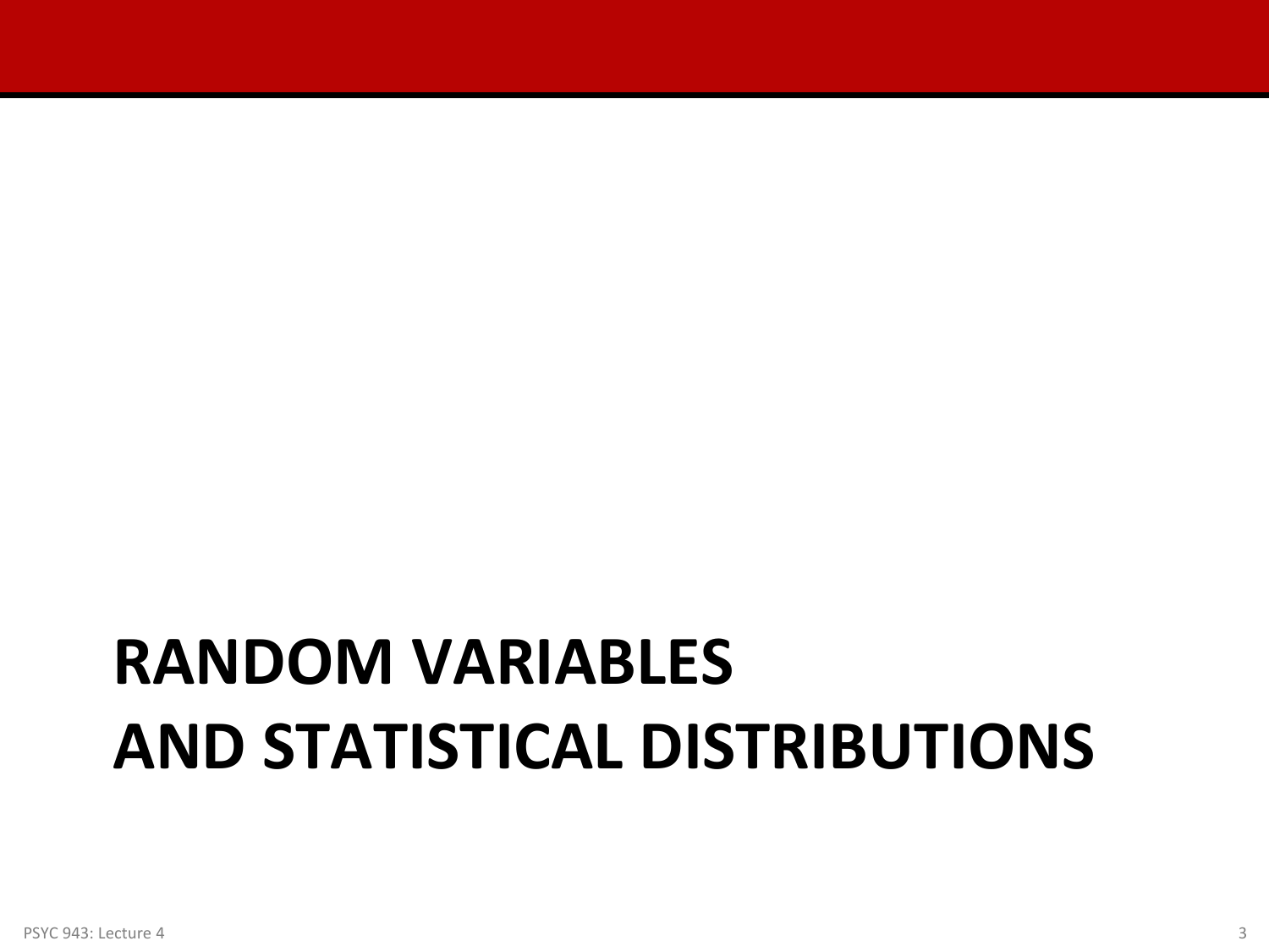# RANDOM VARIABLES AND STATISTICAL DISTRIBUTIONS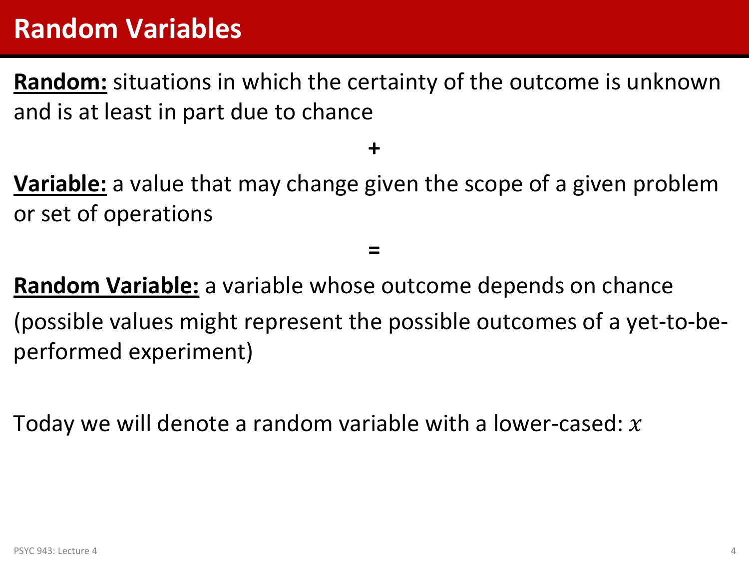# Random Variables

**Random:** situations in which the certainty of the outcome is unknown and is at least in part due to chance

**+**

**Variable:** a value that may change given the scope of a given problem or set of operations

**=**

**Random Variable:** a variable whose outcome depends on chance

(possible values might represent the possible outcomes of a yet-to-be-performed experiment)

Today we will denote a random variable with a lower-cased: $x$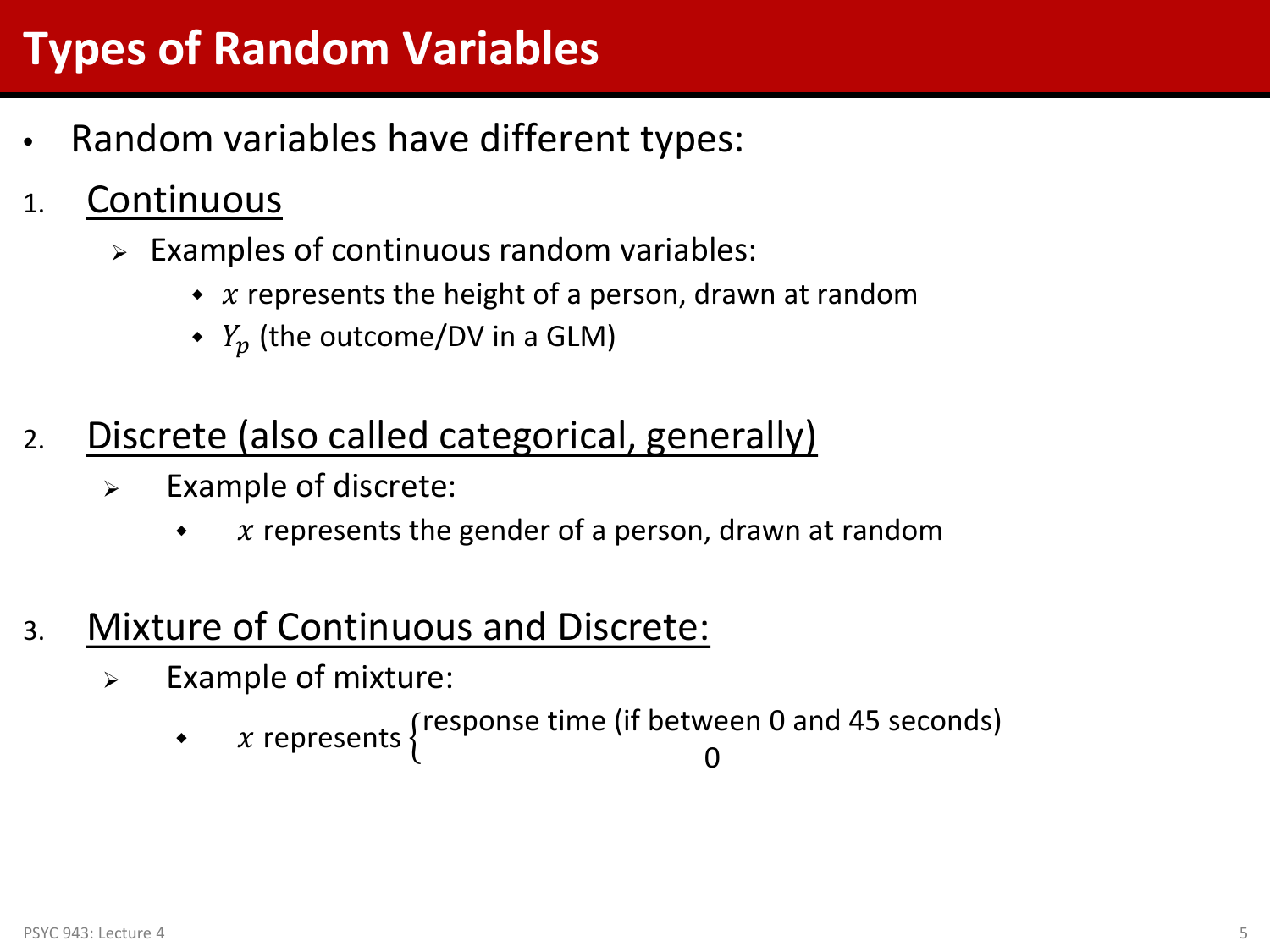# Types of Random Variables

- Random variables have different types:

1. Continuous
   - Examples of continuous random variables:
     - $x$ represents the height of a person, drawn at random
     - $Y_p$ (the outcome/DV in a GLM)

2. Discrete (also called categorical, generally)
   - Example of discrete:
     - $x$ represents the gender of a person, drawn at random

3. Mixture of Continuous and Discrete:
   - Example of mixture:
     - $x$ represents $\begin{cases} \text{response time (if between 0 and 45 seconds)} \\ 0 \end{cases}$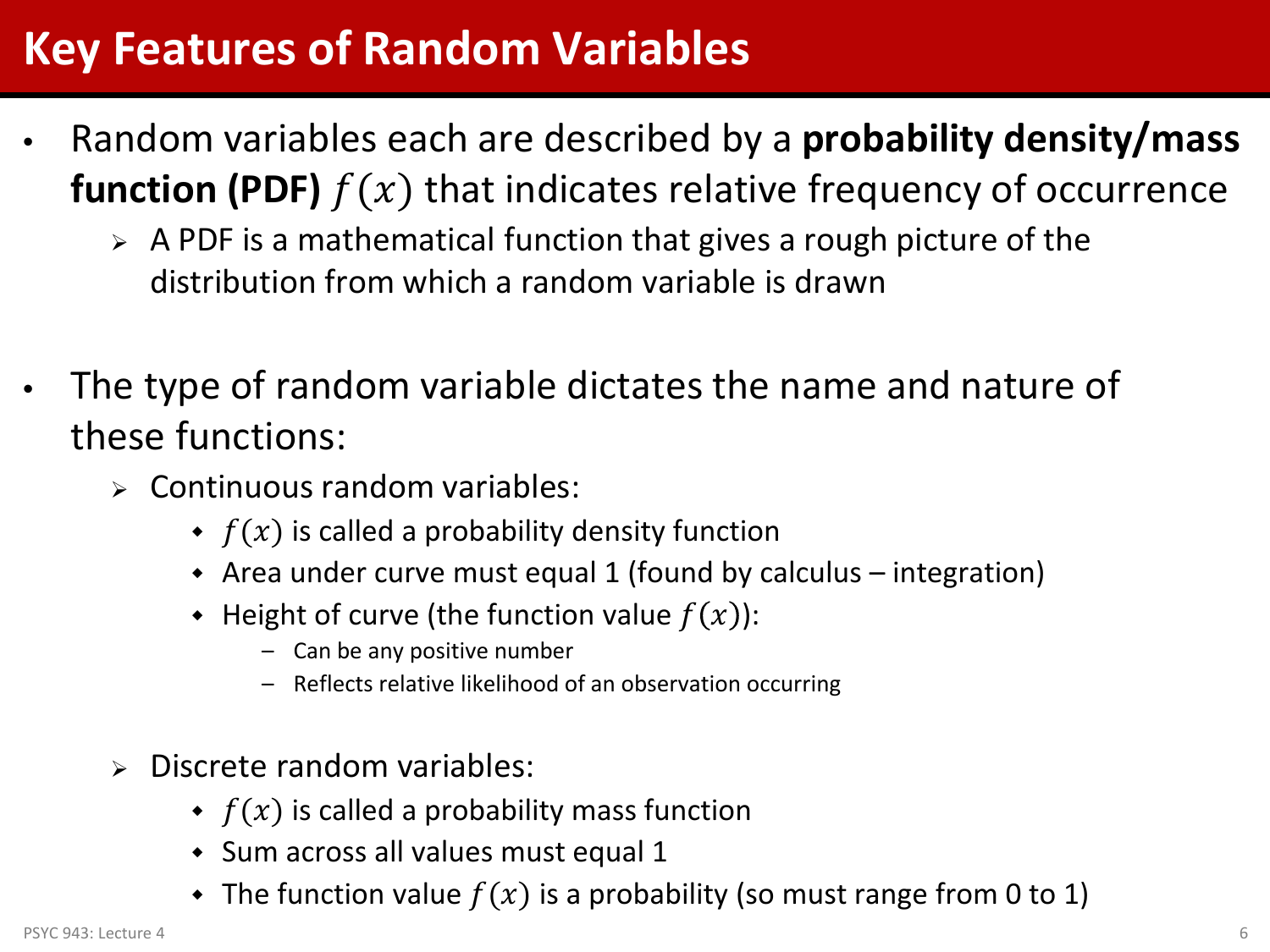# Key Features of Random Variables

- Random variables each are described by a **probability density/mass function (PDF)** $f(x)$ that indicates relative frequency of occurrence
  - A PDF is a mathematical function that gives a rough picture of the distribution from which a random variable is drawn

- The type of random variable dictates the name and nature of these functions:
  - Continuous random variables:
    - $f(x)$ is called a probability density function
    - Area under curve must equal 1 (found by calculus – integration)
    - Height of curve (the function value $f(x)$):
      - Can be any positive number
      - Reflects relative likelihood of an observation occurring
  - Discrete random variables:
    - $f(x)$ is called a probability mass function
    - Sum across all values must equal 1
    - The function value $f(x)$ is a probability (so must range from 0 to 1)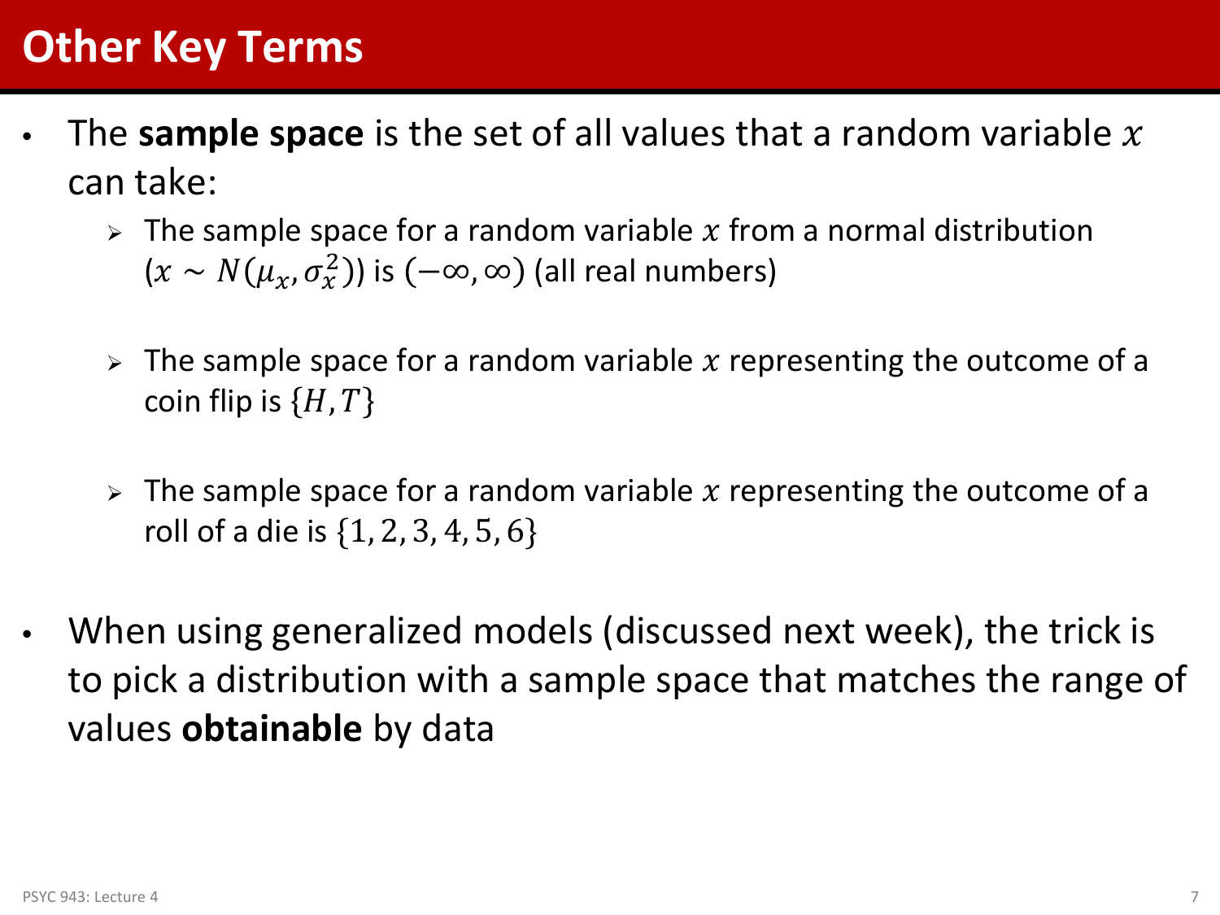# Other Key Terms

- The **sample space** is the set of all values that a random variable $x$ can take:
  - The sample space for a random variable $x$ from a normal distribution ($x \sim N(\mu_x, \sigma_x^2)$) is $(-\infty, \infty)$ (all real numbers)
  - The sample space for a random variable $x$ representing the outcome of a coin flip is $\{H, T\}$
  - The sample space for a random variable $x$ representing the outcome of a roll of a die is $\{1, 2, 3, 4, 5, 6\}$
- When using generalized models (discussed next week), the trick is to pick a distribution with a sample space that matches the range of values **obtainable** by data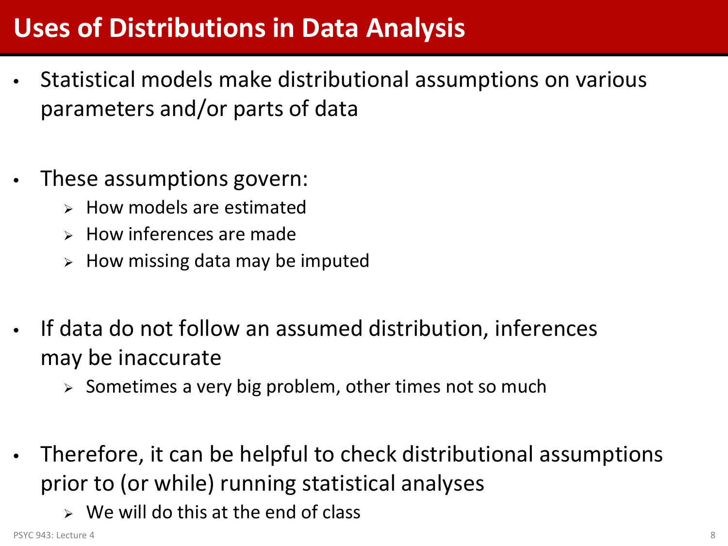# Uses of Distributions in Data Analysis

- Statistical models make distributional assumptions on various parameters and/or parts of data

- These assumptions govern:
  - How models are estimated
  - How inferences are made
  - How missing data may be imputed

- If data do not follow an assumed distribution, inferences may be inaccurate
  - Sometimes a very big problem, other times not so much

- Therefore, it can be helpful to check distributional assumptions prior to (or while) running statistical analyses
  - We will do this at the end of class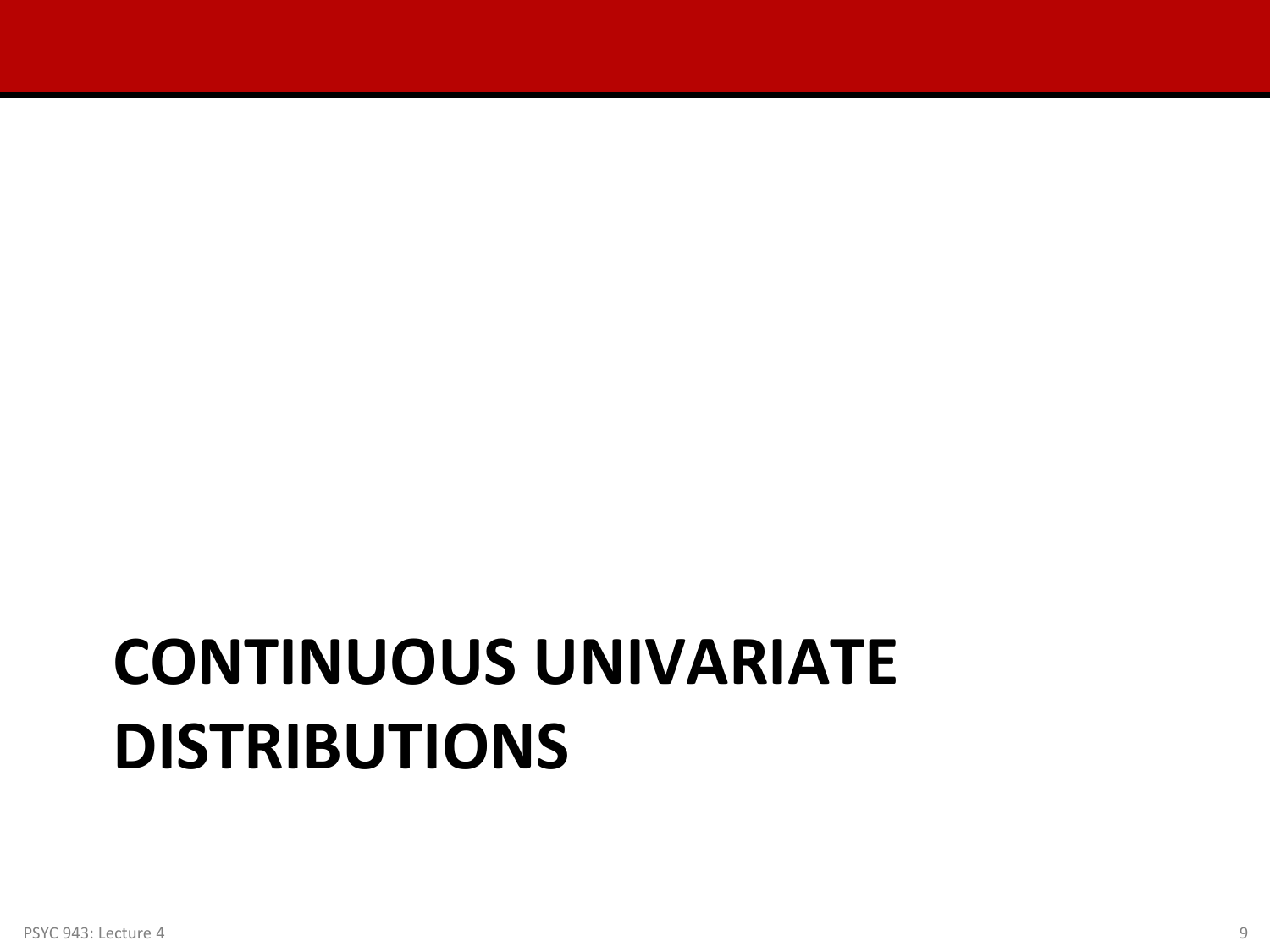# CONTINUOUS UNIVARIATE DISTRIBUTIONS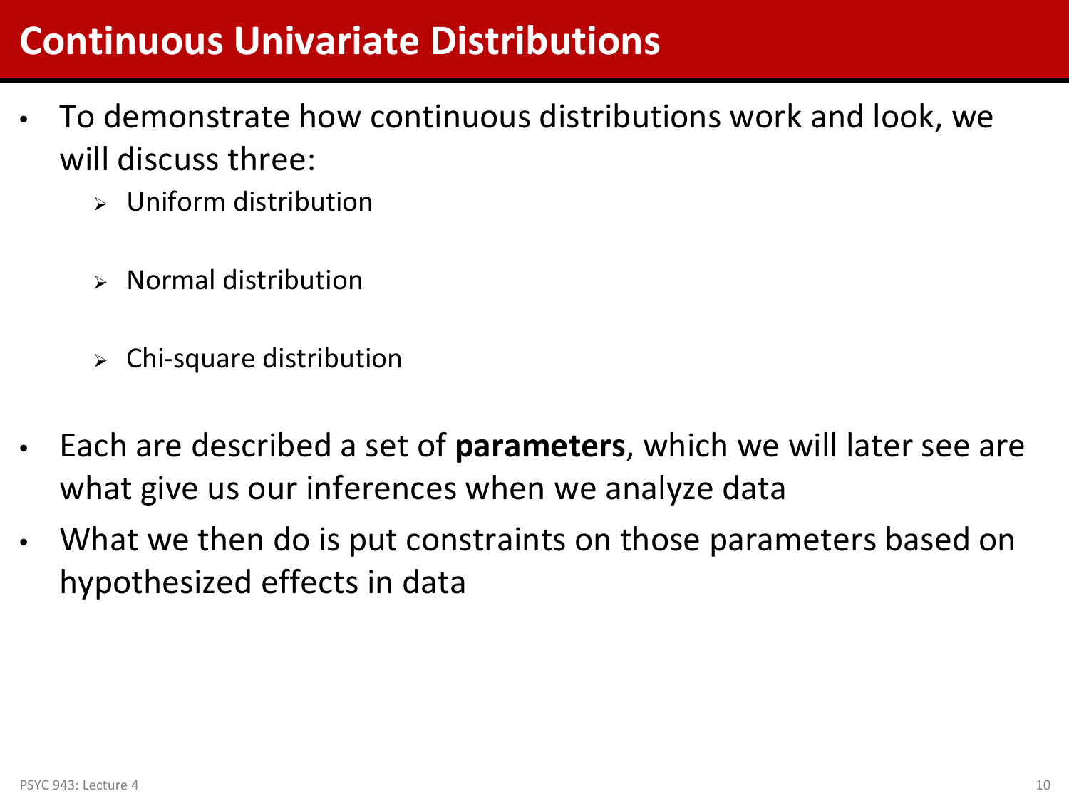# Continuous Univariate Distributions

- To demonstrate how continuous distributions work and look, we will discuss three:
  - Uniform distribution
  - Normal distribution
  - Chi-square distribution
- Each are described a set of **parameters**, which we will later see are what give us our inferences when we analyze data
- What we then do is put constraints on those parameters based on hypothesized effects in data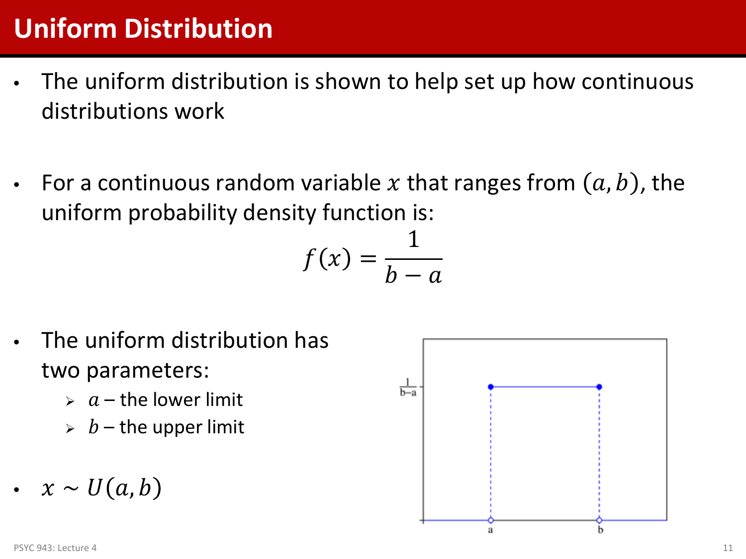# Uniform Distribution

- The uniform distribution is shown to help set up how continuous distributions work

- For a continuous random variable $x$ that ranges from $(a, b)$, the uniform probability density function is:

$$f(x) = \frac{1}{b-a}$$

- The uniform distribution has two parameters:
  - $a$ – the lower limit
  - $b$ – the upper limit

- $x \sim U(a, b)$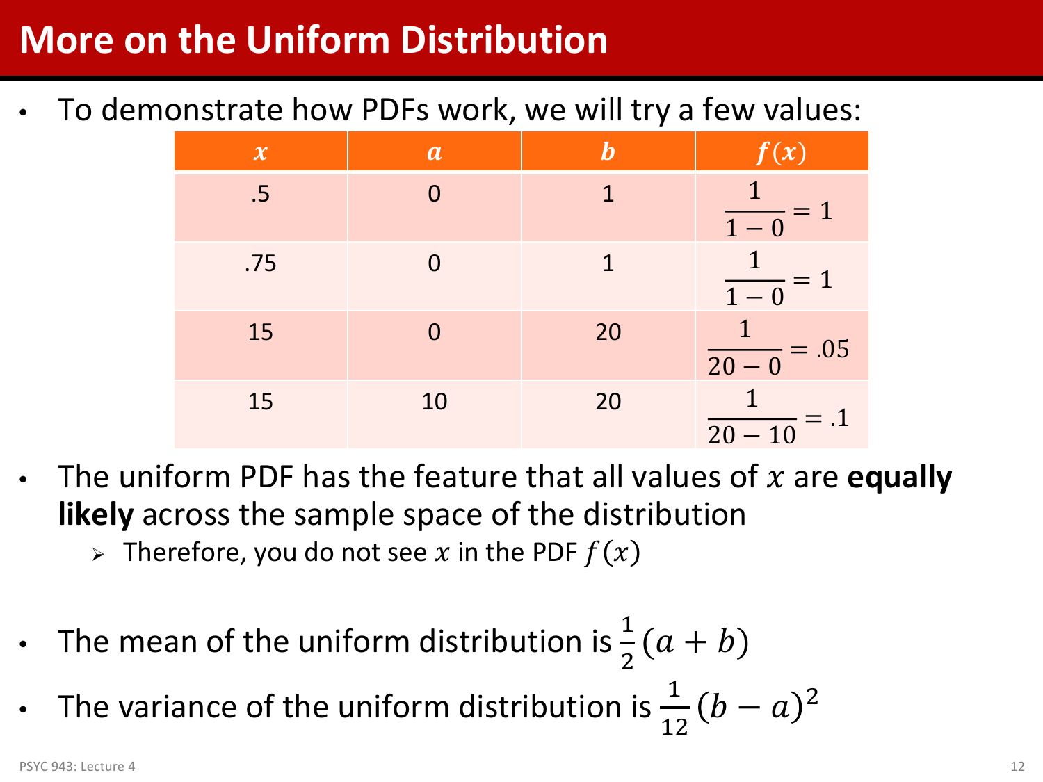# More on the Uniform Distribution

- To demonstrate how PDFs work, we will try a few values:

| $x$ | $a$ | $b$ | $f(x)$ |
| --- | --- | --- | --- |
| .5 | 0 | 1 | $\frac{1}{1-0} = 1$ |
| .75 | 0 | 1 | $\frac{1}{1-0} = 1$ |
| 15 | 0 | 20 | $\frac{1}{20-0} = .05$ |
| 15 | 10 | 20 | $\frac{1}{20-10} = .1$ |

- The uniform PDF has the feature that all values of $x$ are **equally likely** across the sample space of the distribution
  - Therefore, you do not see $x$ in the PDF $f(x)$

- The mean of the uniform distribution is $\frac{1}{2}(a+b)$
- The variance of the uniform distribution is $\frac{1}{12}(b-a)^2$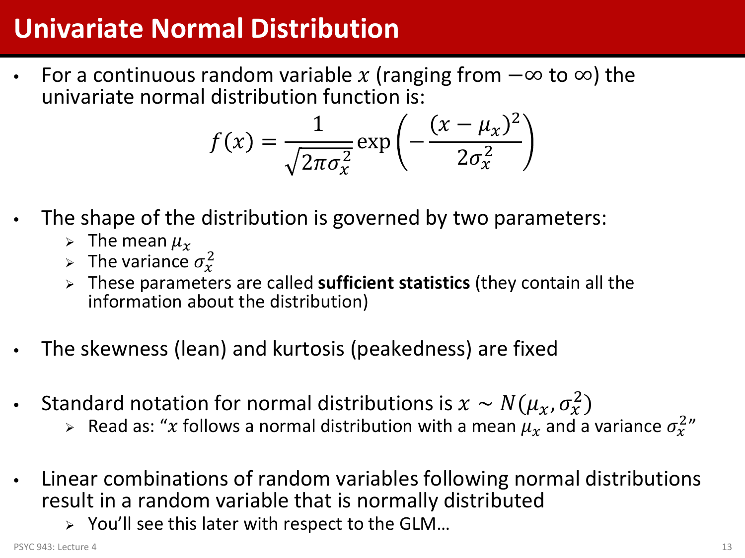# Univariate Normal Distribution

- For a continuous random variable $x$ (ranging from $-\infty$ to $\infty$) the univariate normal distribution function is:

$$f(x) = \frac{1}{\sqrt{2\pi\sigma_x^2}} \exp\left(-\frac{(x - \mu_x)^2}{2\sigma_x^2}\right)$$

- The shape of the distribution is governed by two parameters:
  - The mean $\mu_x$
  - The variance $\sigma_x^2$
  - These parameters are called **sufficient statistics** (they contain all the information about the distribution)

- The skewness (lean) and kurtosis (peakedness) are fixed

- Standard notation for normal distributions is $x \sim N(\mu_x, \sigma_x^2)$
  - Read as: "$x$ follows a normal distribution with a mean $\mu_x$ and a variance $\sigma_x^2$"

- Linear combinations of random variables following normal distributions result in a random variable that is normally distributed
  - You'll see this later with respect to the GLM…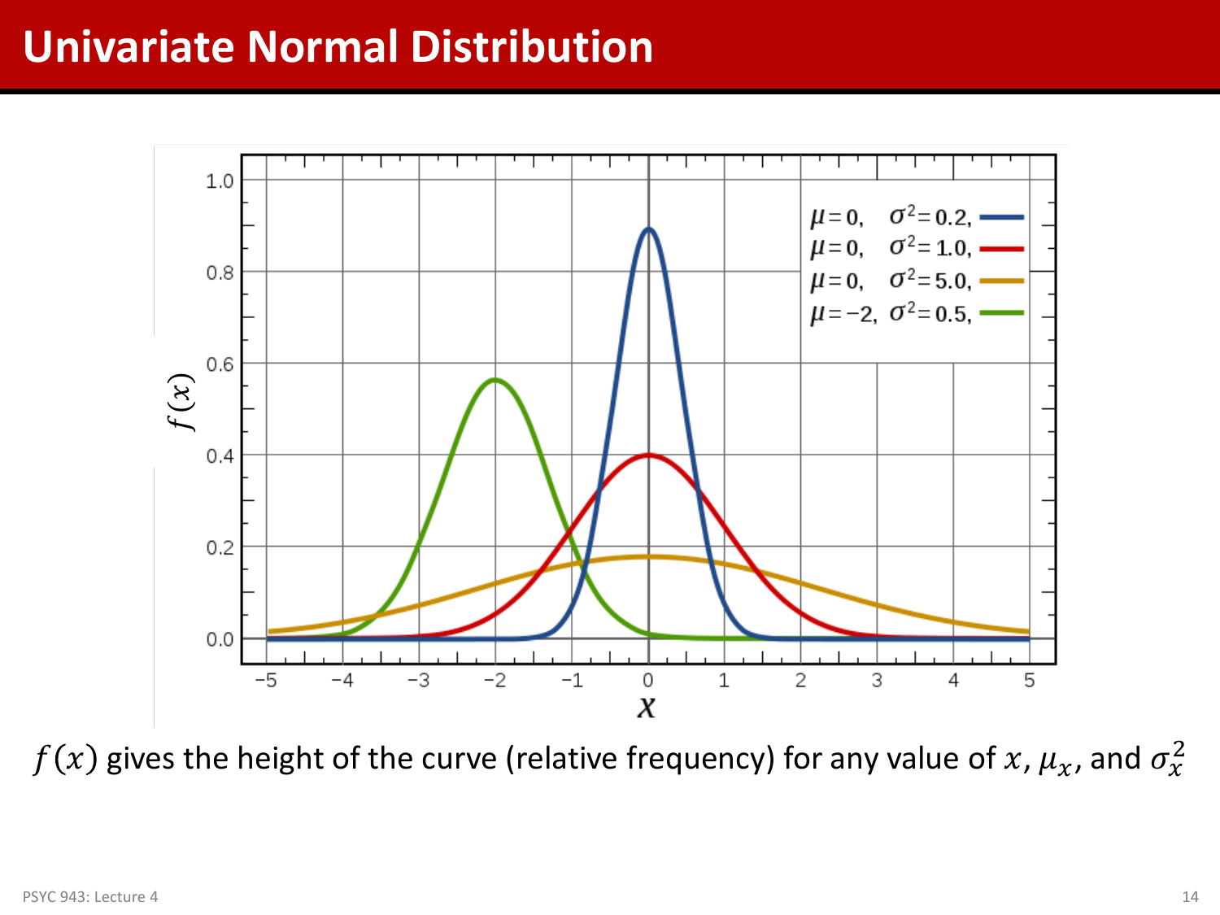# Univariate Normal Distribution

$f(x)$ gives the height of the curve (relative frequency) for any value of $x$, $\mu_x$, and $\sigma_x^2$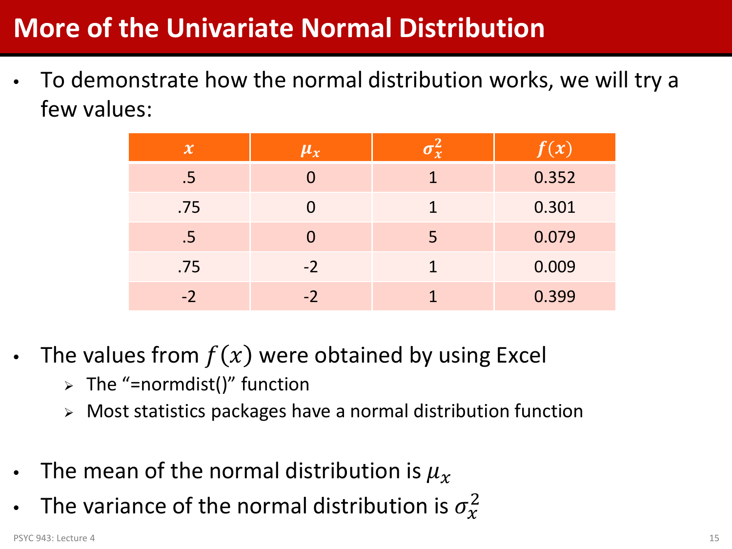# More of the Univariate Normal Distribution

- To demonstrate how the normal distribution works, we will try a few values:

| $x$ | $\mu_x$ | $\sigma_x^2$ | $f(x)$ |
| --- | --- | --- | --- |
| .5 | 0 | 1 | 0.352 |
| .75 | 0 | 1 | 0.301 |
| .5 | 0 | 5 | 0.079 |
| .75 | -2 | 1 | 0.009 |
| -2 | -2 | 1 | 0.399 |

- The values from $f(x)$ were obtained by using Excel
  - The "=normdist()" function
  - Most statistics packages have a normal distribution function

- The mean of the normal distribution is $\mu_x$
- The variance of the normal distribution is $\sigma_x^2$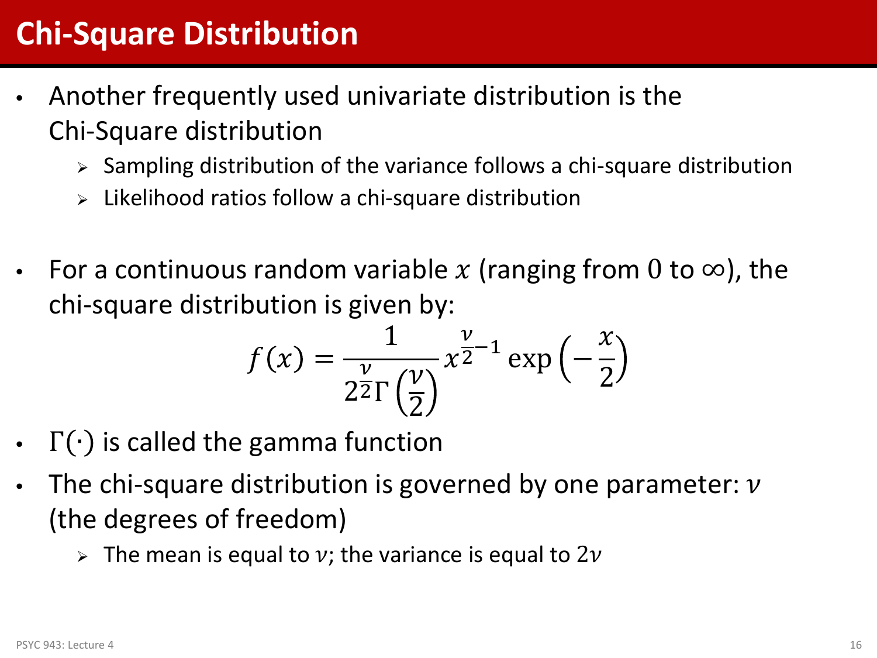# Chi-Square Distribution

- Another frequently used univariate distribution is the Chi-Square distribution
  - Sampling distribution of the variance follows a chi-square distribution
  - Likelihood ratios follow a chi-square distribution

- For a continuous random variable $x$ (ranging from $0$ to $\infty$), the chi-square distribution is given by:

$$f(x) = \frac{1}{2^{\frac{\nu}{2}}\Gamma\left(\frac{\nu}{2}\right)} x^{\frac{\nu}{2}-1} \exp\left(-\frac{x}{2}\right)$$

- $\Gamma(\cdot)$ is called the gamma function
- The chi-square distribution is governed by one parameter: $\nu$ (the degrees of freedom)
  - The mean is equal to $\nu$; the variance is equal to $2\nu$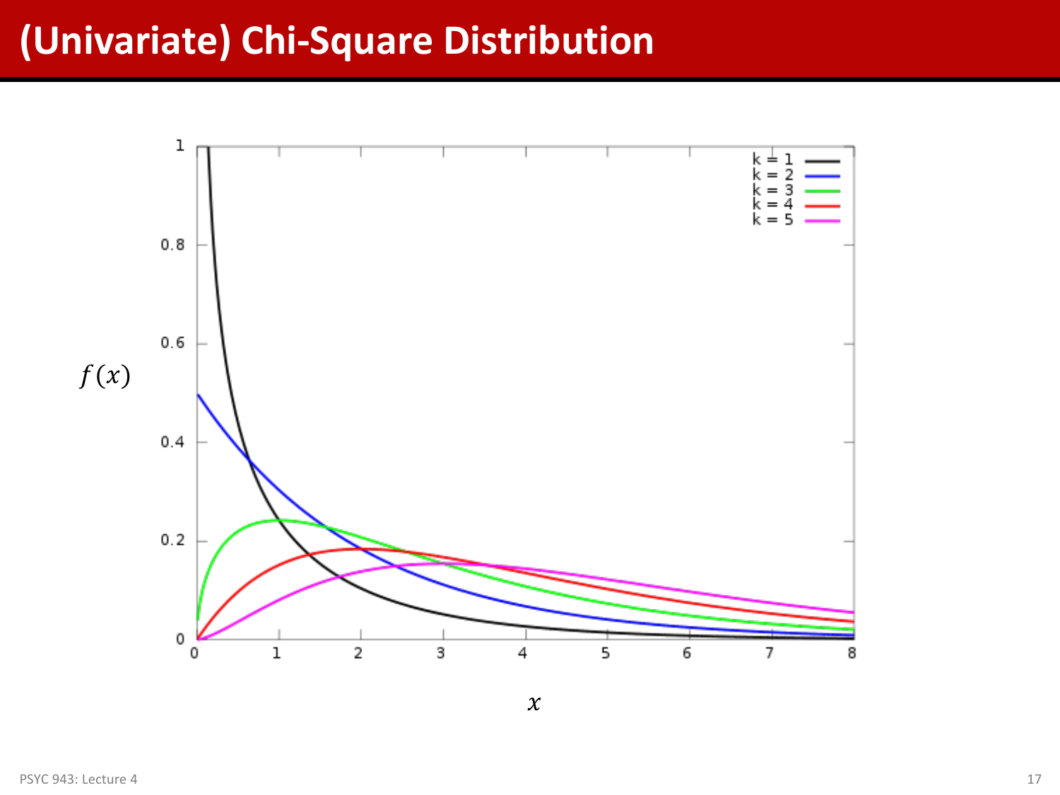# (Univariate) Chi-Square Distribution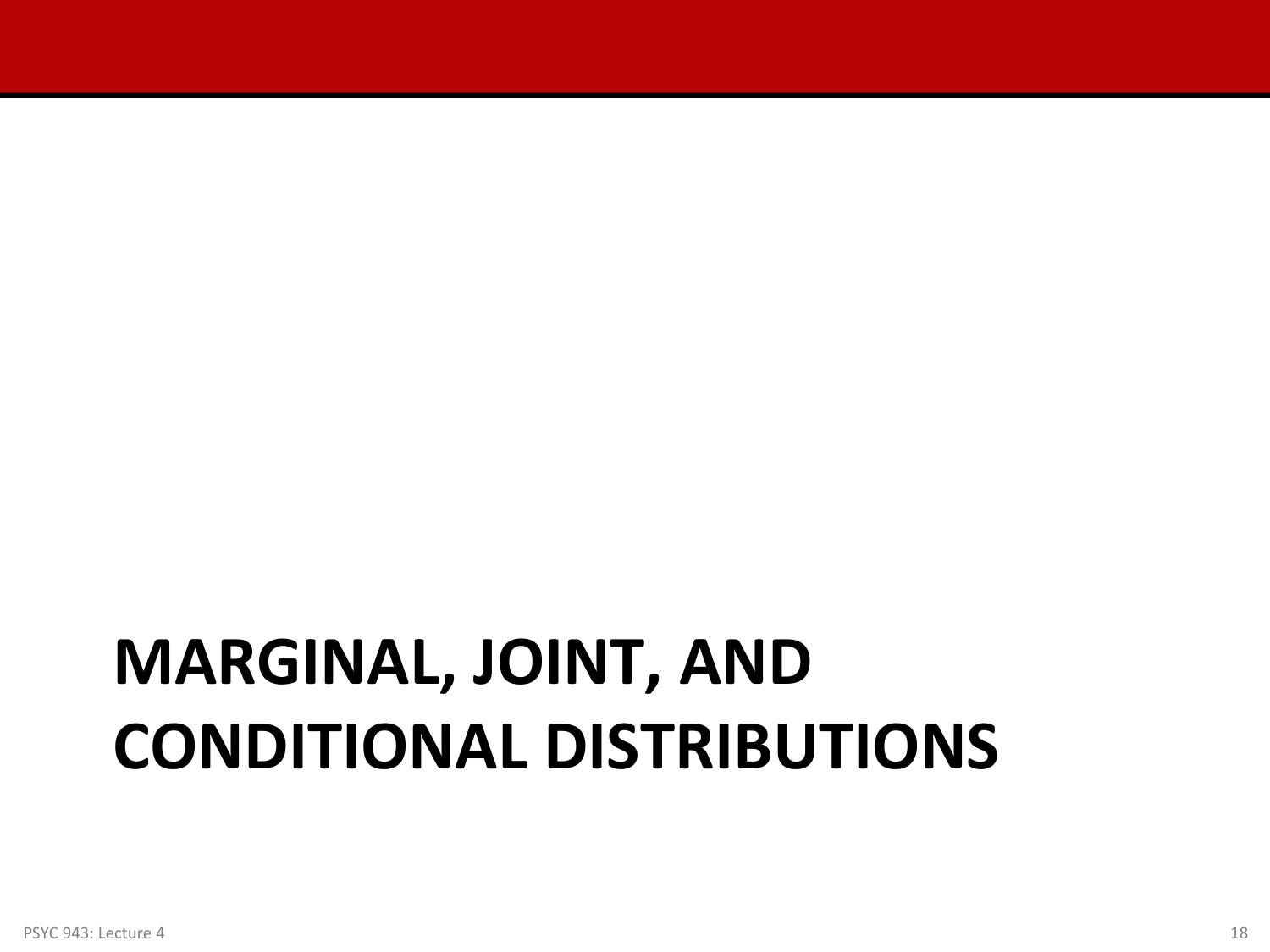# MARGINAL, JOINT, AND CONDITIONAL DISTRIBUTIONS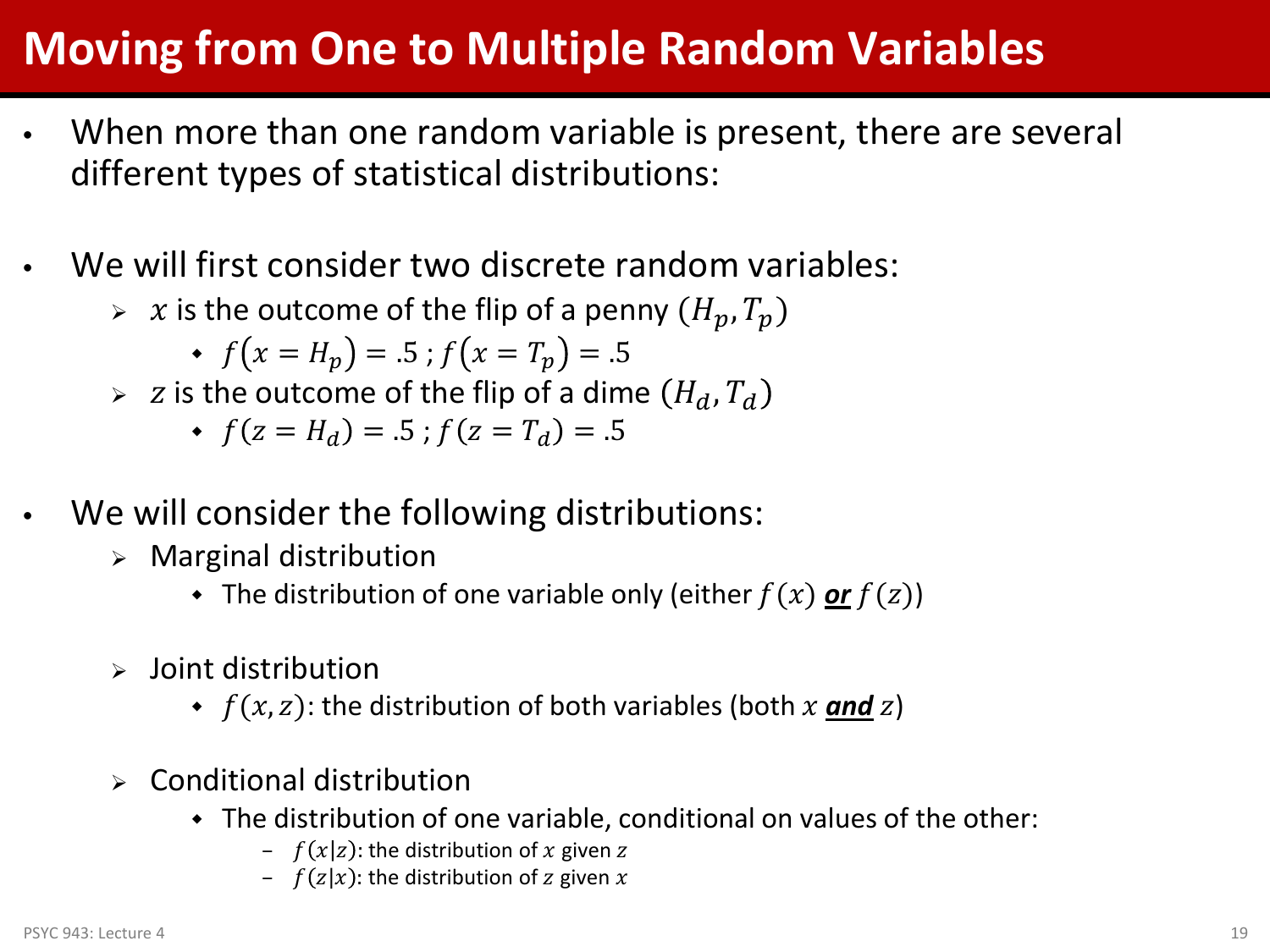# Moving from One to Multiple Random Variables

- When more than one random variable is present, there are several different types of statistical distributions:

- We will first consider two discrete random variables:
  - $x$ is the outcome of the flip of a penny $(H_p, T_p)$
    - $f(x = H_p) = .5$ ; $f(x = T_p) = .5$
  - $z$ is the outcome of the flip of a dime $(H_d, T_d)$
    - $f(z = H_d) = .5$ ; $f(z = T_d) = .5$

- We will consider the following distributions:
  - Marginal distribution
    - The distribution of one variable only (either $f(x)$ ***or*** $f(z)$)
  - Joint distribution
    - $f(x, z)$: the distribution of both variables (both $x$ ***and*** $z$)
  - Conditional distribution
    - The distribution of one variable, conditional on values of the other:
      - $f(x|z)$: the distribution of $x$ given $z$
      - $f(z|x)$: the distribution of $z$ given $x$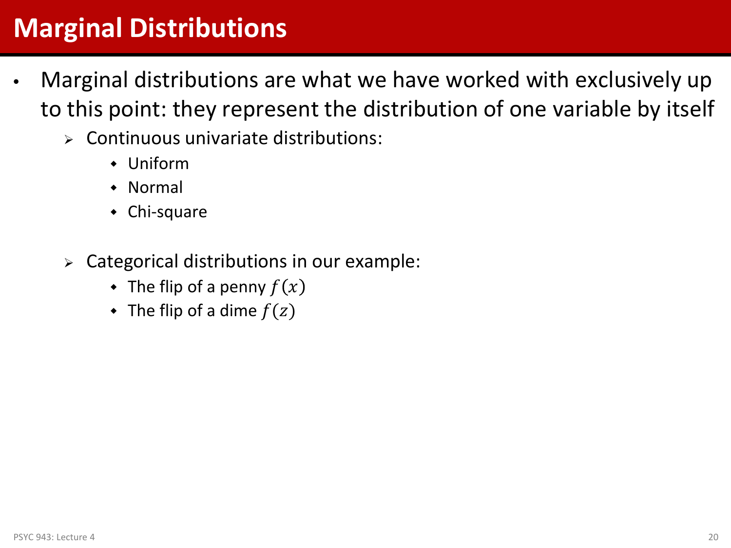# Marginal Distributions

- Marginal distributions are what we have worked with exclusively up to this point: they represent the distribution of one variable by itself
  - Continuous univariate distributions:
    - Uniform
    - Normal
    - Chi-square
  - Categorical distributions in our example:
    - The flip of a penny $f(x)$
    - The flip of a dime $f(z)$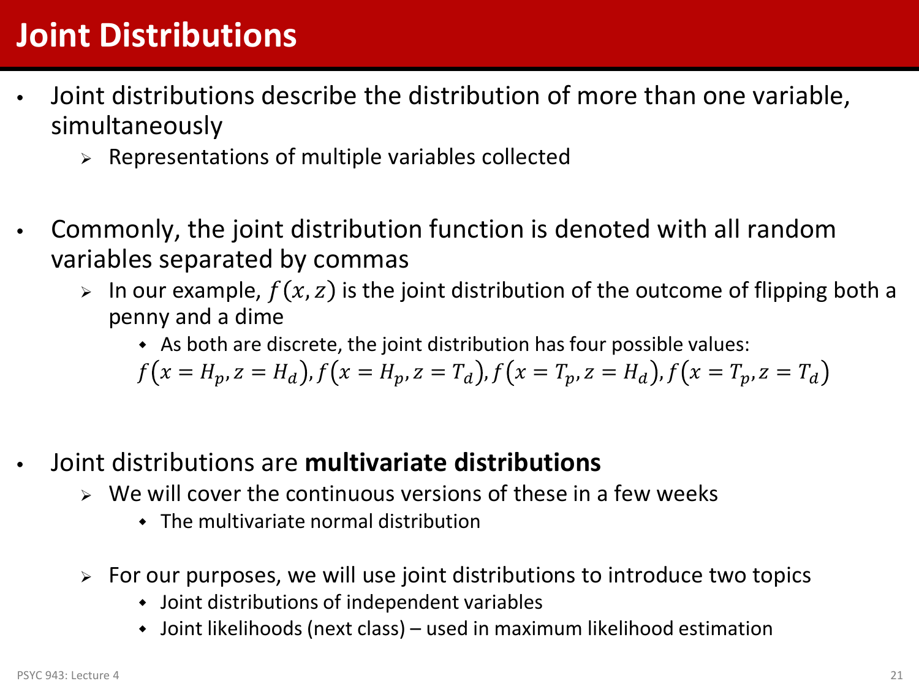# Joint Distributions

- Joint distributions describe the distribution of more than one variable, simultaneously
  - Representations of multiple variables collected

- Commonly, the joint distribution function is denoted with all random variables separated by commas
  - In our example, $f(x, z)$ is the joint distribution of the outcome of flipping both a penny and a dime
    - As both are discrete, the joint distribution has four possible values: $f(x = H_p, z = H_d), f(x = H_p, z = T_d), f(x = T_p, z = H_d), f(x = T_p, z = T_d)$

- Joint distributions are **multivariate distributions**
  - We will cover the continuous versions of these in a few weeks
    - The multivariate normal distribution
  - For our purposes, we will use joint distributions to introduce two topics
    - Joint distributions of independent variables
    - Joint likelihoods (next class) – used in maximum likelihood estimation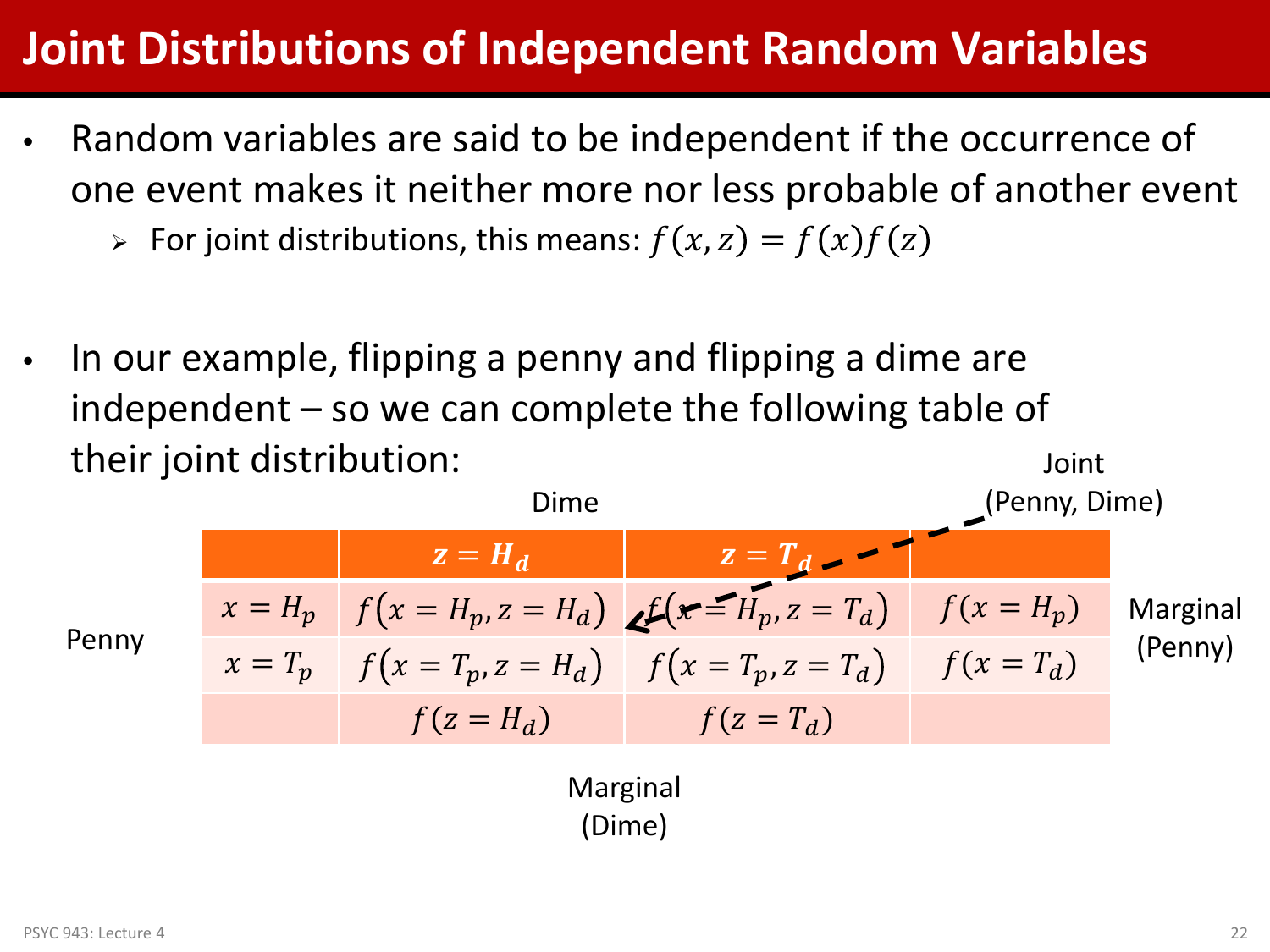# Joint Distributions of Independent Random Variables

- Random variables are said to be independent if the occurrence of one event makes it neither more nor less probable of another event
  - For joint distributions, this means: $f(x, z) = f(x)f(z)$

- In our example, flipping a penny and flipping a dime are independent – so we can complete the following table of their joint distribution:

Joint (Penny, Dime)

| Penny | Dime: $z = H_d$ | Dime: $z = T_d$ | Marginal (Penny) |
|---|---|---|---|
| $x = H_p$ | $f(x = H_p, z = H_d)$ | $f(x = H_p, z = T_d)$ | $f(x = H_p)$ |
| $x = T_p$ | $f(x = T_p, z = H_d)$ | $f(x = T_p, z = T_d)$ | $f(x = T_d)$ |
| Marginal (Dime) | $f(z = H_d)$ | $f(z = T_d)$ | |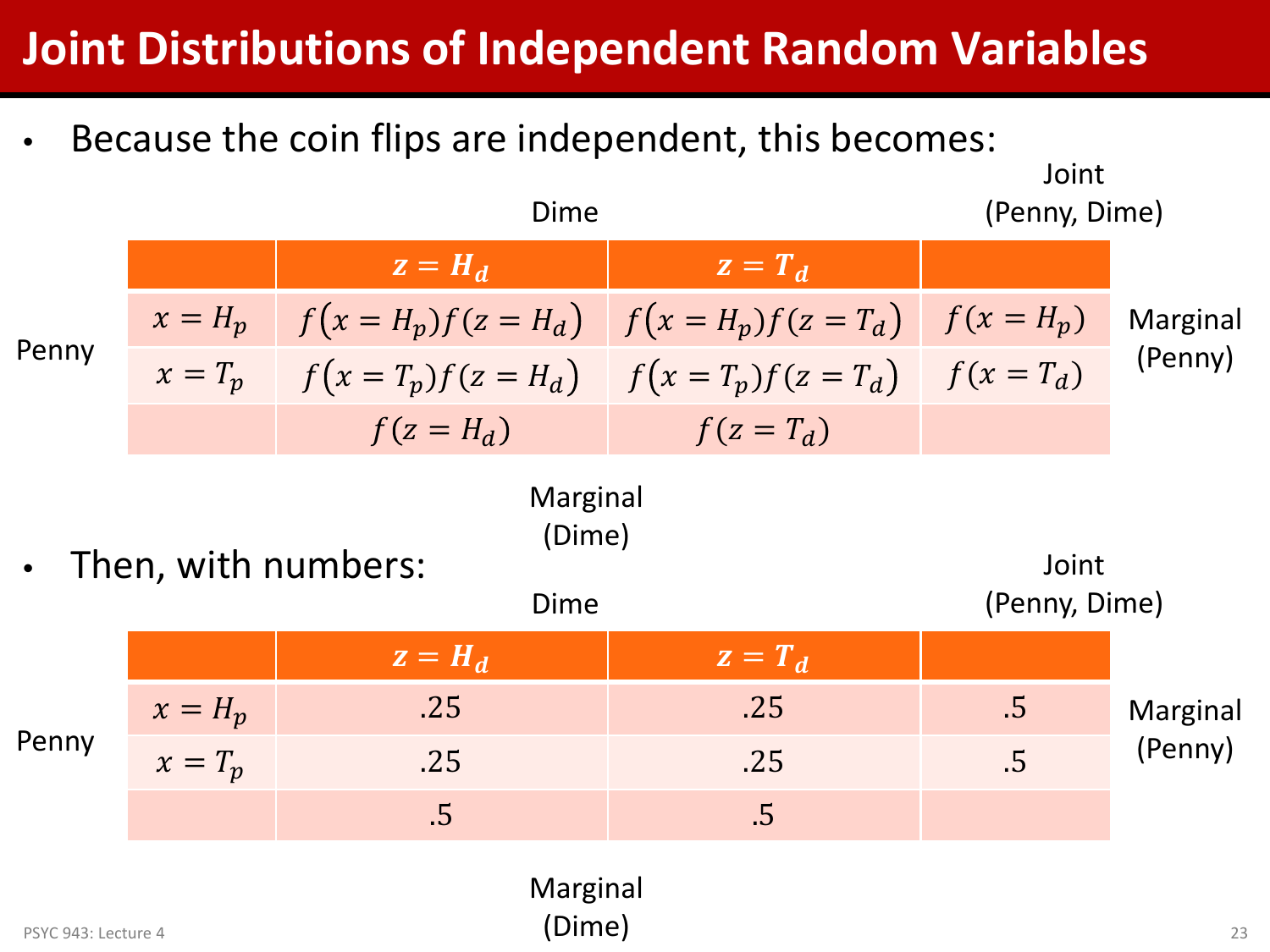# Joint Distributions of Independent Random Variables

- Because the coin flips are independent, this becomes:

Dime — Joint (Penny, Dime)

| Penny | $z = H_d$ | $z = T_d$ | Marginal (Penny) |
|---|---|---|---|
| $x = H_p$ | $f(x = H_p)f(z = H_d)$ | $f(x = H_p)f(z = T_d)$ | $f(x = H_p)$ |
| $x = T_p$ | $f(x = T_p)f(z = H_d)$ | $f(x = T_p)f(z = T_d)$ | $f(x = T_d)$ |
| Marginal (Dime) | $f(z = H_d)$ | $f(z = T_d)$ | |

- Then, with numbers:

Dime — Joint (Penny, Dime)

| Penny | $z = H_d$ | $z = T_d$ | Marginal (Penny) |
|---|---|---|---|
| $x = H_p$ | .25 | .25 | .5 |
| $x = T_p$ | .25 | .25 | .5 |
| Marginal (Dime) | .5 | .5 | |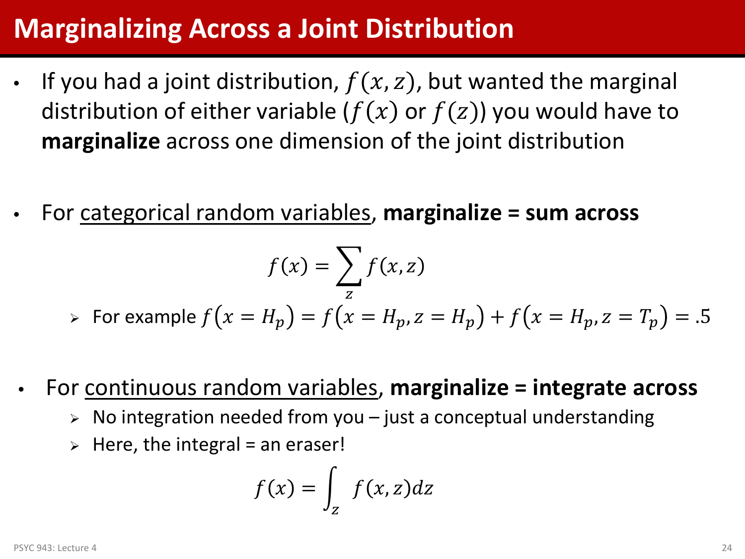# Marginalizing Across a Joint Distribution

- If you had a joint distribution, $f(x, z)$, but wanted the marginal distribution of either variable ($f(x)$ or $f(z)$) you would have to **marginalize** across one dimension of the joint distribution

- For <u>categorical random variables</u>, **marginalize = sum across**

$$f(x) = \sum_{z} f(x, z)$$

  - For example $f\left(x = H_p\right) = f\left(x = H_p, z = H_p\right) + f\left(x = H_p, z = T_p\right) = .5$

- For <u>continuous random variables</u>, **marginalize = integrate across**
  - No integration needed from you – just a conceptual understanding
  - Here, the integral = an eraser!

$$f(x) = \int_{z} f(x, z) dz$$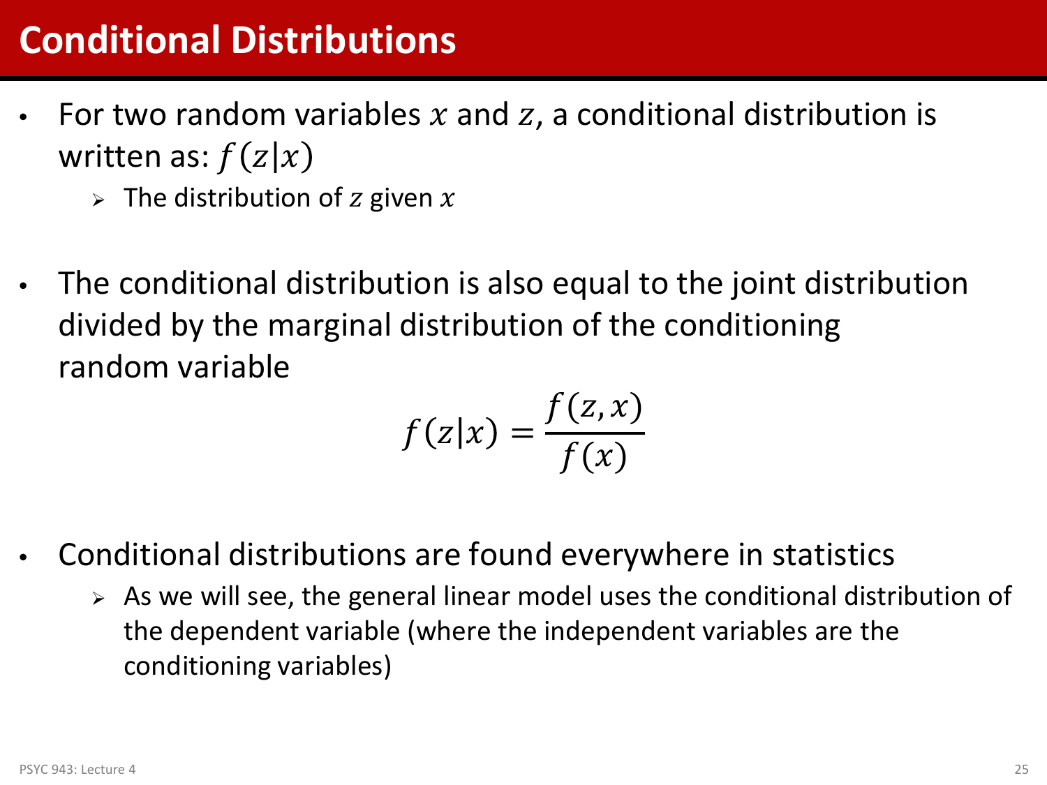# Conditional Distributions

- For two random variables $x$ and $z$, a conditional distribution is written as: $f(z|x)$
  - The distribution of $z$ given $x$

- The conditional distribution is also equal to the joint distribution divided by the marginal distribution of the conditioning random variable

$$f(z|x) = \frac{f(z,x)}{f(x)}$$

- Conditional distributions are found everywhere in statistics
  - As we will see, the general linear model uses the conditional distribution of the dependent variable (where the independent variables are the conditioning variables)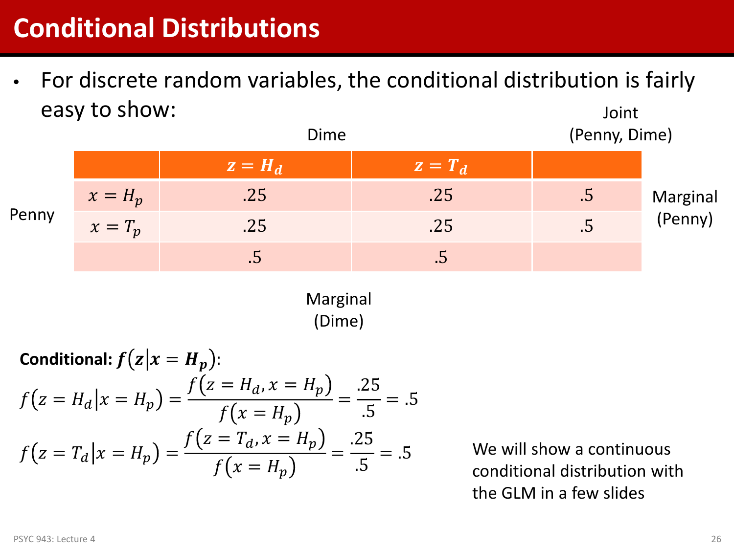# Conditional Distributions

- For discrete random variables, the conditional distribution is fairly easy to show:

| Penny \ Dime | $z = H_d$ | $z = T_d$ | Joint (Penny, Dime) |
|---|---|---|---|
| $x = H_p$ | .25 | .25 | .5 |
| $x = T_p$ | .25 | .25 | .5 |
| | .5 | .5 | |

Row totals: Marginal (Penny)

Column totals: Marginal (Dime)

**Conditional:** $\boldsymbol{f(z|x = H_p)}$:

$$f(z = H_d | x = H_p) = \frac{f(z = H_d, x = H_p)}{f(x = H_p)} = \frac{.25}{.5} = .5$$

$$f(z = T_d | x = H_p) = \frac{f(z = T_d, x = H_p)}{f(x = H_p)} = \frac{.25}{.5} = .5$$

We will show a continuous conditional distribution with the GLM in a few slides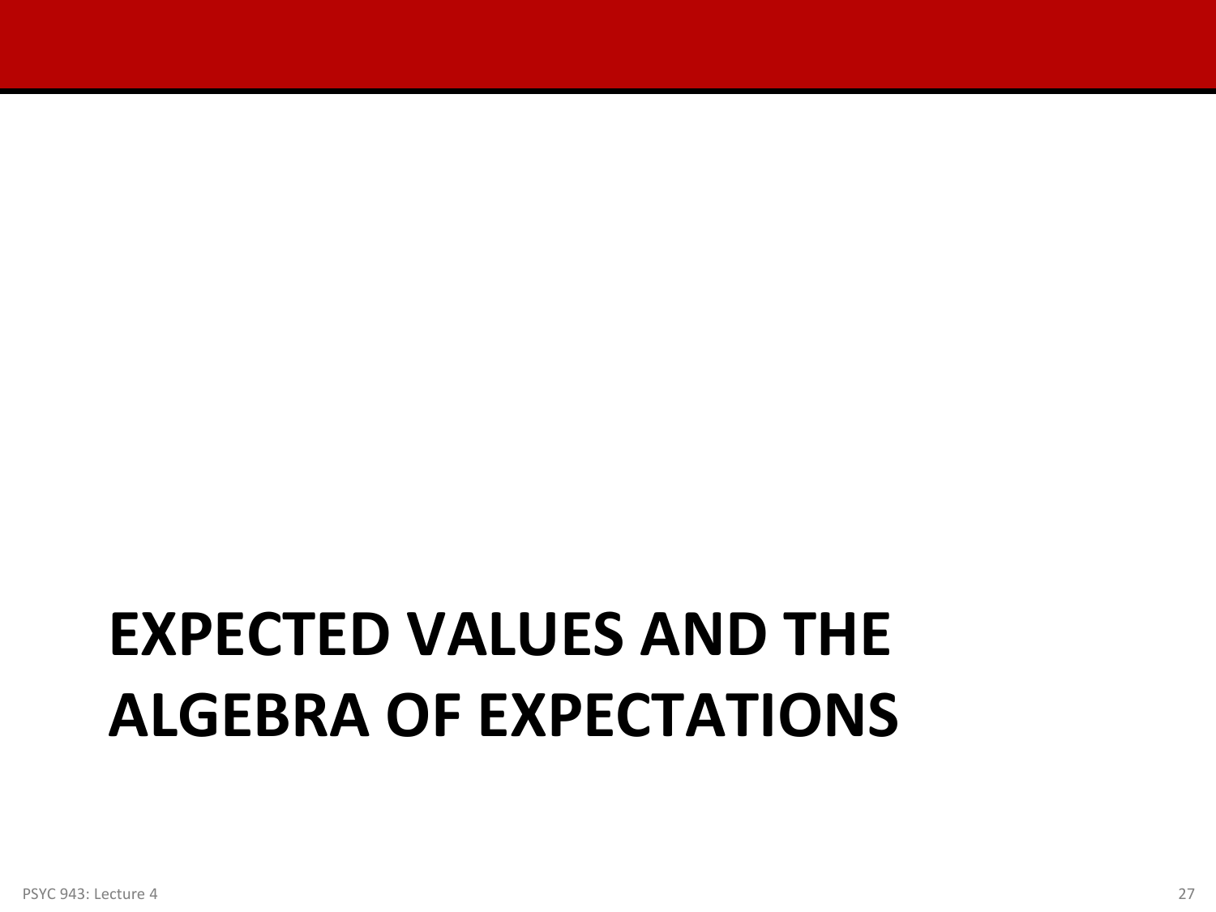# EXPECTED VALUES AND THE ALGEBRA OF EXPECTATIONS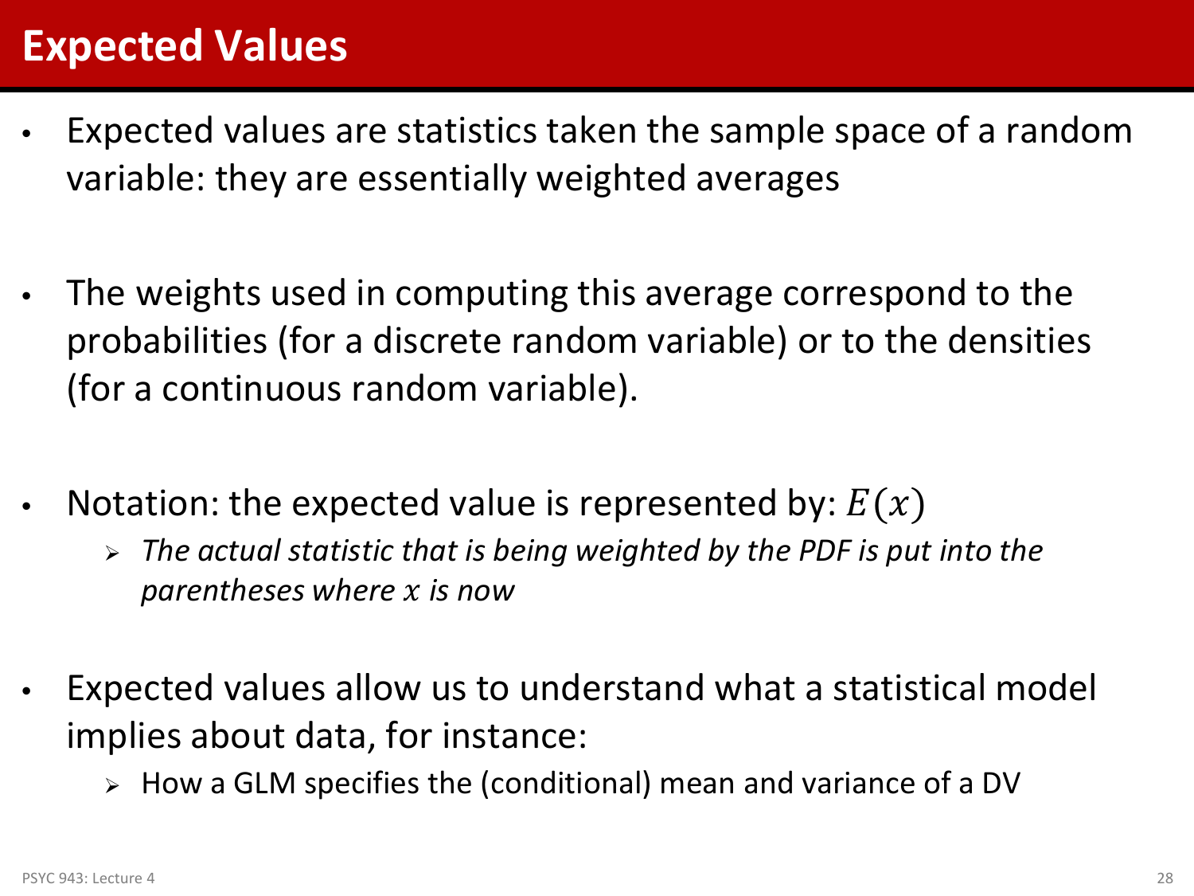# Expected Values

- Expected values are statistics taken the sample space of a random variable: they are essentially weighted averages

- The weights used in computing this average correspond to the probabilities (for a discrete random variable) or to the densities (for a continuous random variable).

- Notation: the expected value is represented by: $E(x)$
  - *The actual statistic that is being weighted by the PDF is put into the parentheses where $x$ is now*

- Expected values allow us to understand what a statistical model implies about data, for instance:
  - How a GLM specifies the (conditional) mean and variance of a DV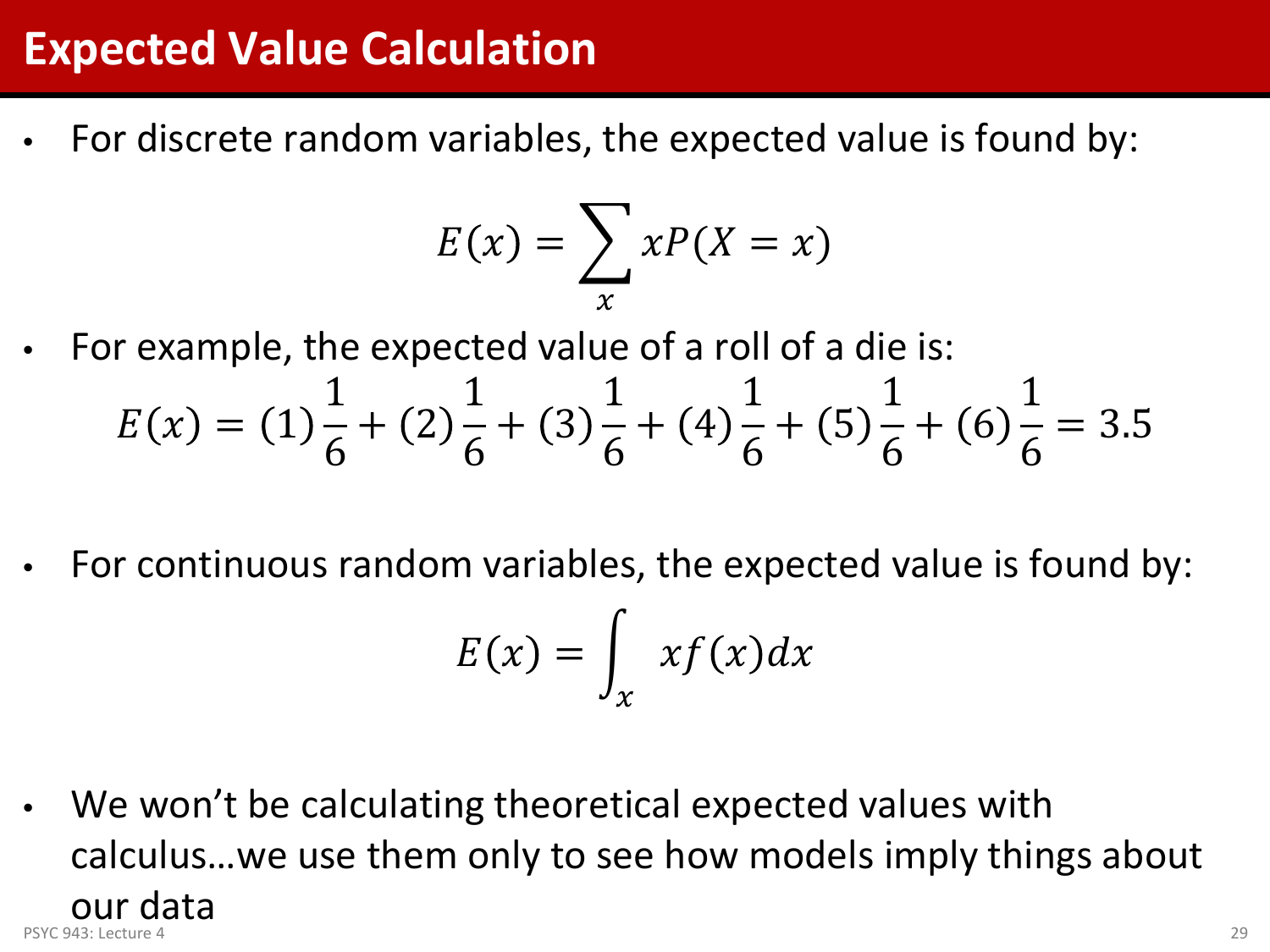# Expected Value Calculation

- For discrete random variables, the expected value is found by:

$$E(x) = \sum_{x} xP(X = x)$$

- For example, the expected value of a roll of a die is:

$$E(x) = (1)\frac{1}{6} + (2)\frac{1}{6} + (3)\frac{1}{6} + (4)\frac{1}{6} + (5)\frac{1}{6} + (6)\frac{1}{6} = 3.5$$

- For continuous random variables, the expected value is found by:

$$E(x) = \int_{x} xf(x)dx$$

- We won't be calculating theoretical expected values with calculus…we use them only to see how models imply things about our data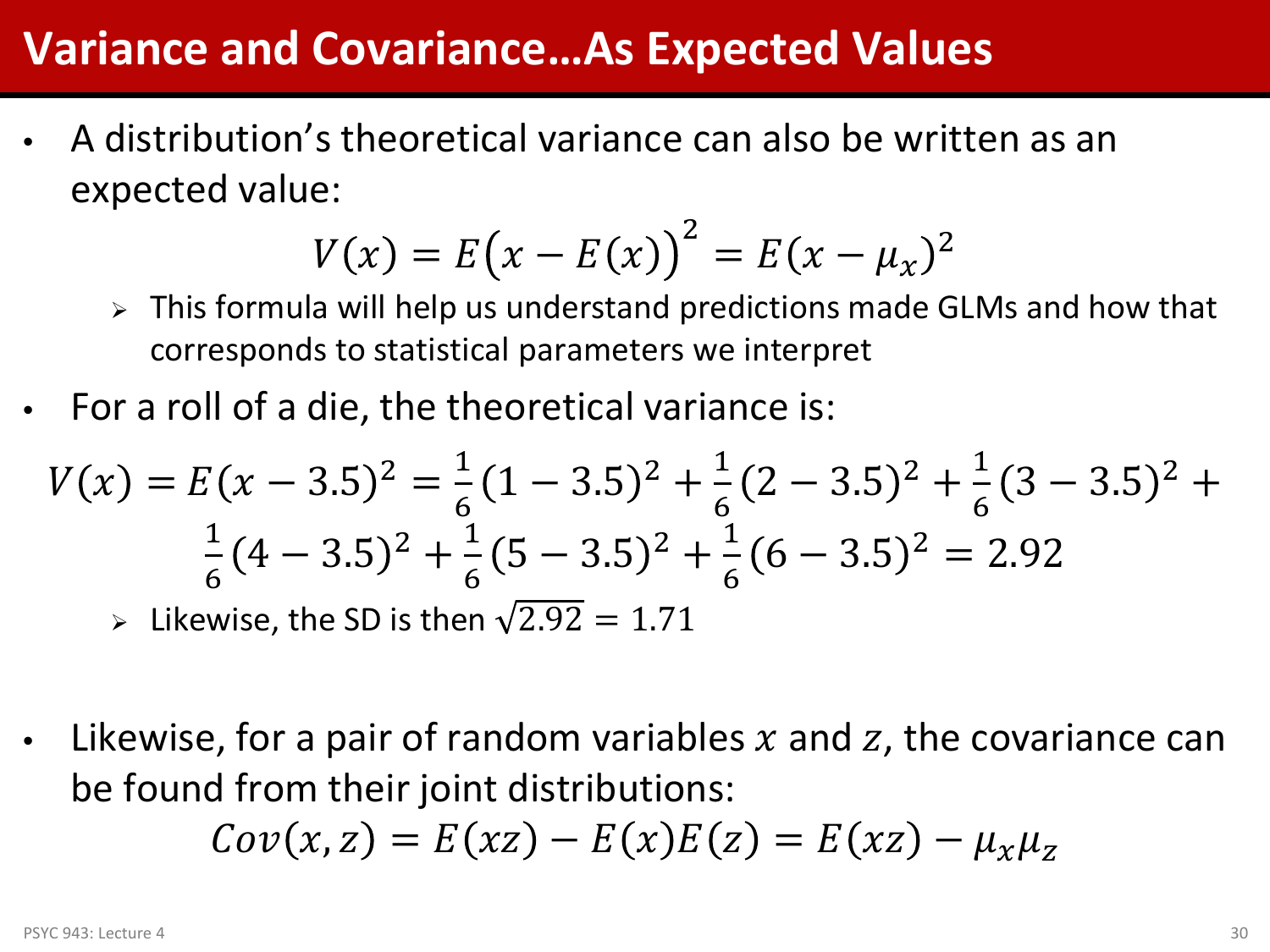# Variance and Covariance…As Expected Values

- A distribution's theoretical variance can also be written as an expected value:

$$V(x) = E\left(x - E(x)\right)^2 = E(x - \mu_x)^2$$

  - This formula will help us understand predictions made GLMs and how that corresponds to statistical parameters we interpret

- For a roll of a die, the theoretical variance is:

$$V(x) = E(x - 3.5)^2 = \frac{1}{6}(1 - 3.5)^2 + \frac{1}{6}(2 - 3.5)^2 + \frac{1}{6}(3 - 3.5)^2 + \frac{1}{6}(4 - 3.5)^2 + \frac{1}{6}(5 - 3.5)^2 + \frac{1}{6}(6 - 3.5)^2 = 2.92$$

  - Likewise, the SD is then $\sqrt{2.92} = 1.71$

- Likewise, for a pair of random variables $x$ and $z$, the covariance can be found from their joint distributions:

$$Cov(x, z) = E(xz) - E(x)E(z) = E(xz) - \mu_x \mu_z$$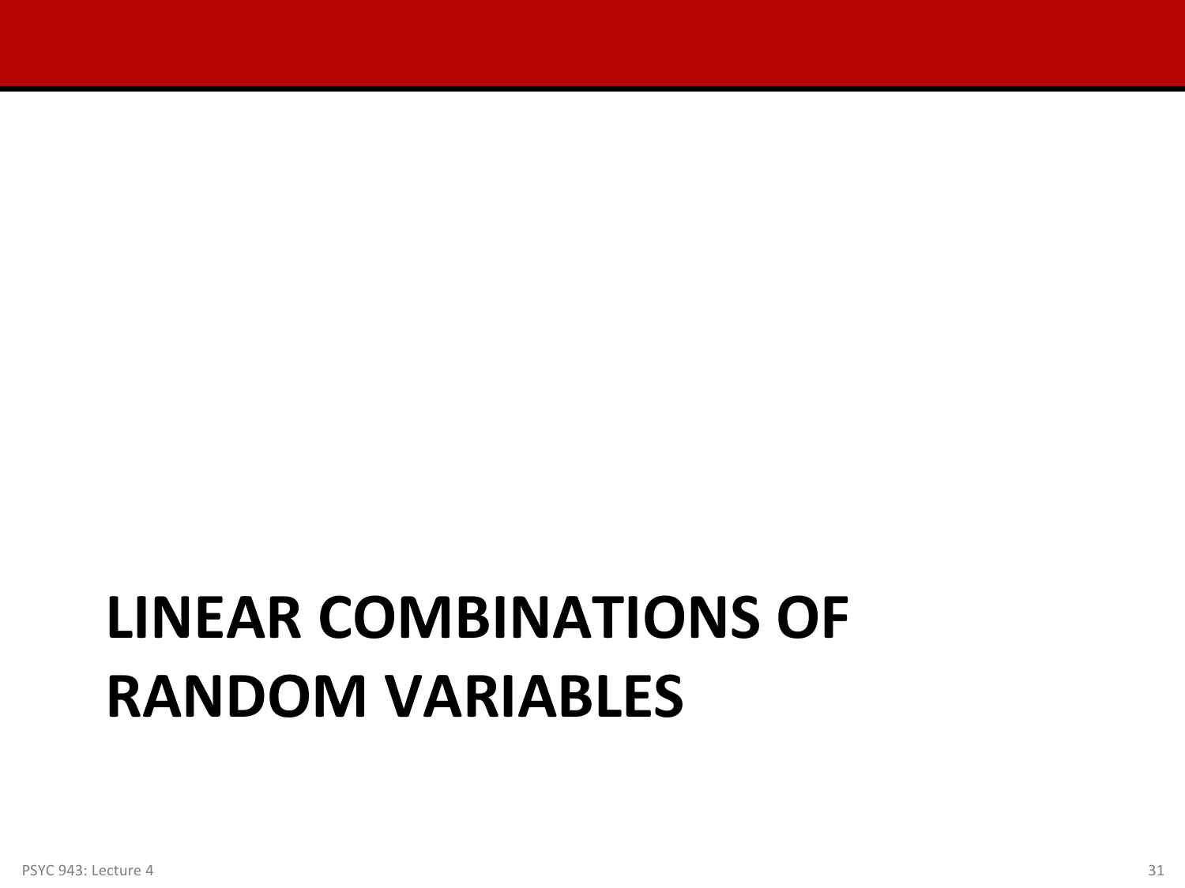# LINEAR COMBINATIONS OF RANDOM VARIABLES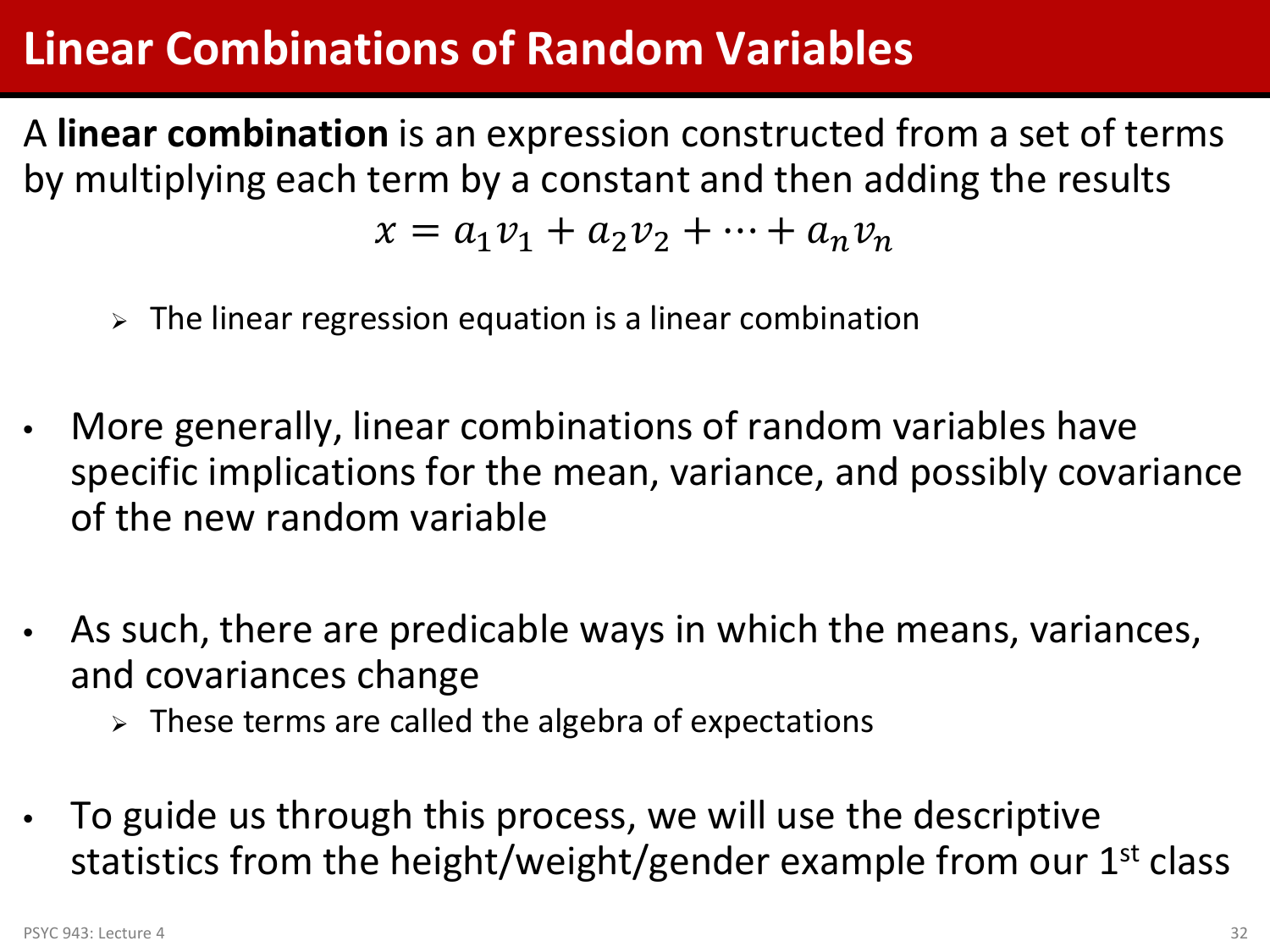# Linear Combinations of Random Variables

A **linear combination** is an expression constructed from a set of terms by multiplying each term by a constant and then adding the results

$$x = a_1 v_1 + a_2 v_2 + \cdots + a_n v_n$$

- The linear regression equation is a linear combination

- More generally, linear combinations of random variables have specific implications for the mean, variance, and possibly covariance of the new random variable

- As such, there are predicable ways in which the means, variances, and covariances change
  - These terms are called the algebra of expectations

- To guide us through this process, we will use the descriptive statistics from the height/weight/gender example from our 1st class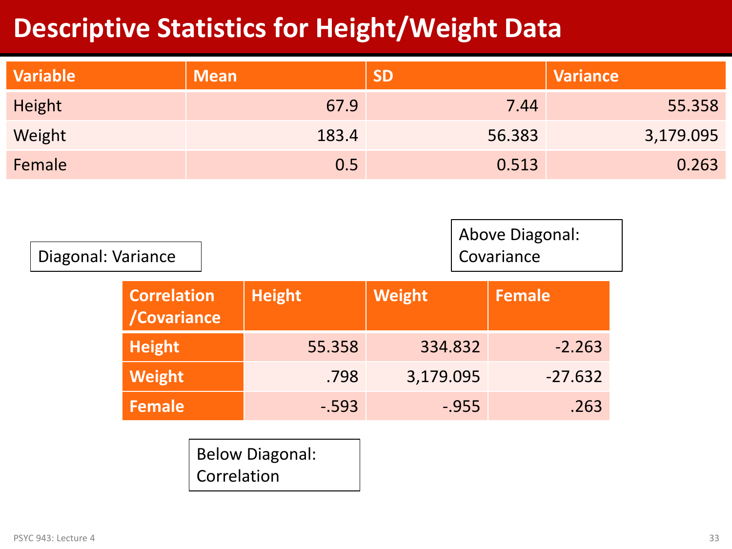# Descriptive Statistics for Height/Weight Data

| Variable | Mean | SD | Variance |
|---|---|---|---|
| Height | 67.9 | 7.44 | 55.358 |
| Weight | 183.4 | 56.383 | 3,179.095 |
| Female | 0.5 | 0.513 | 0.263 |

Diagonal: Variance

Above Diagonal: Covariance

| Correlation /Covariance | Height | Weight | Female |
|---|---|---|---|
| Height | 55.358 | 334.832 | -2.263 |
| Weight | .798 | 3,179.095 | -27.632 |
| Female | -.593 | -.955 | .263 |

Below Diagonal: Correlation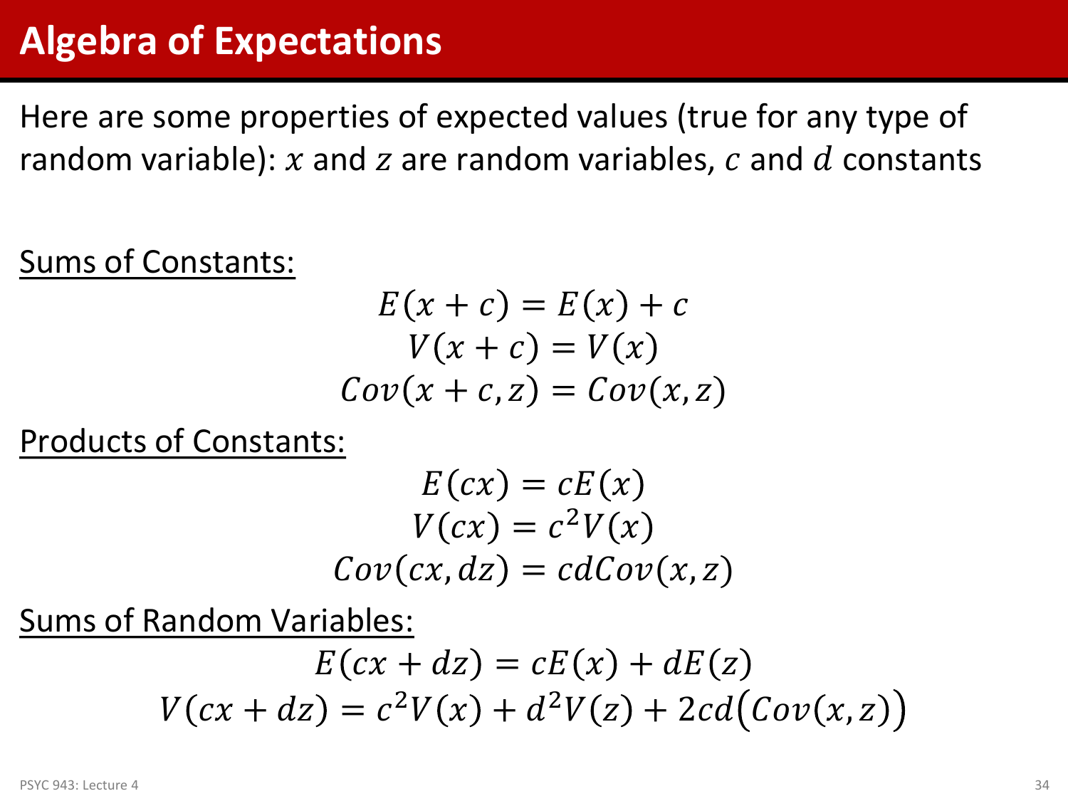# Algebra of Expectations

Here are some properties of expected values (true for any type of random variable): $x$ and $z$ are random variables, $c$ and $d$ constants

Sums of Constants:

$$E(x + c) = E(x) + c$$
$$V(x + c) = V(x)$$
$$Cov(x + c, z) = Cov(x, z)$$

Products of Constants:

$$E(cx) = cE(x)$$
$$V(cx) = c^2V(x)$$
$$Cov(cx, dz) = cdCov(x, z)$$

Sums of Random Variables:

$$E(cx + dz) = cE(x) + dE(z)$$
$$V(cx + dz) = c^2V(x) + d^2V(z) + 2cd\big(Cov(x, z)\big)$$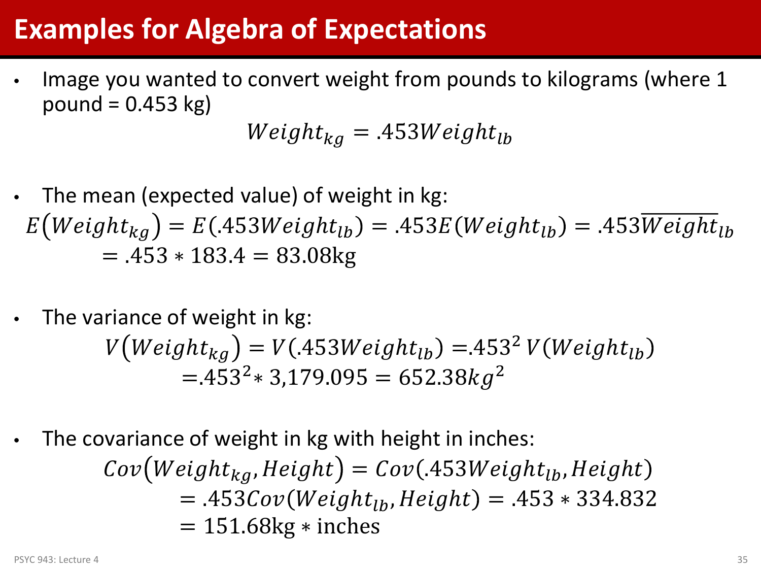# Examples for Algebra of Expectations

- Image you wanted to convert weight from pounds to kilograms (where 1 pound = 0.453 kg)

$$Weight_{kg} = .453Weight_{lb}$$

- The mean (expected value) of weight in kg:

$$E\left(Weight_{kg}\right) = E(.453Weight_{lb}) = .453E(Weight_{lb}) = .453\overline{Weight}_{lb}$$
$$= .453 * 183.4 = 83.08\text{kg}$$

- The variance of weight in kg:

$$V\left(Weight_{kg}\right) = V(.453Weight_{lb}) = .453^2\, V(Weight_{lb})$$
$$= .453^2 * 3{,}179.095 = 652.38kg^2$$

- The covariance of weight in kg with height in inches:

$$Cov\left(Weight_{kg}, Height\right) = Cov(.453Weight_{lb}, Height)$$
$$= .453Cov(Weight_{lb}, Height) = .453 * 334.832$$
$$= 151.68\text{kg} * \text{inches}$$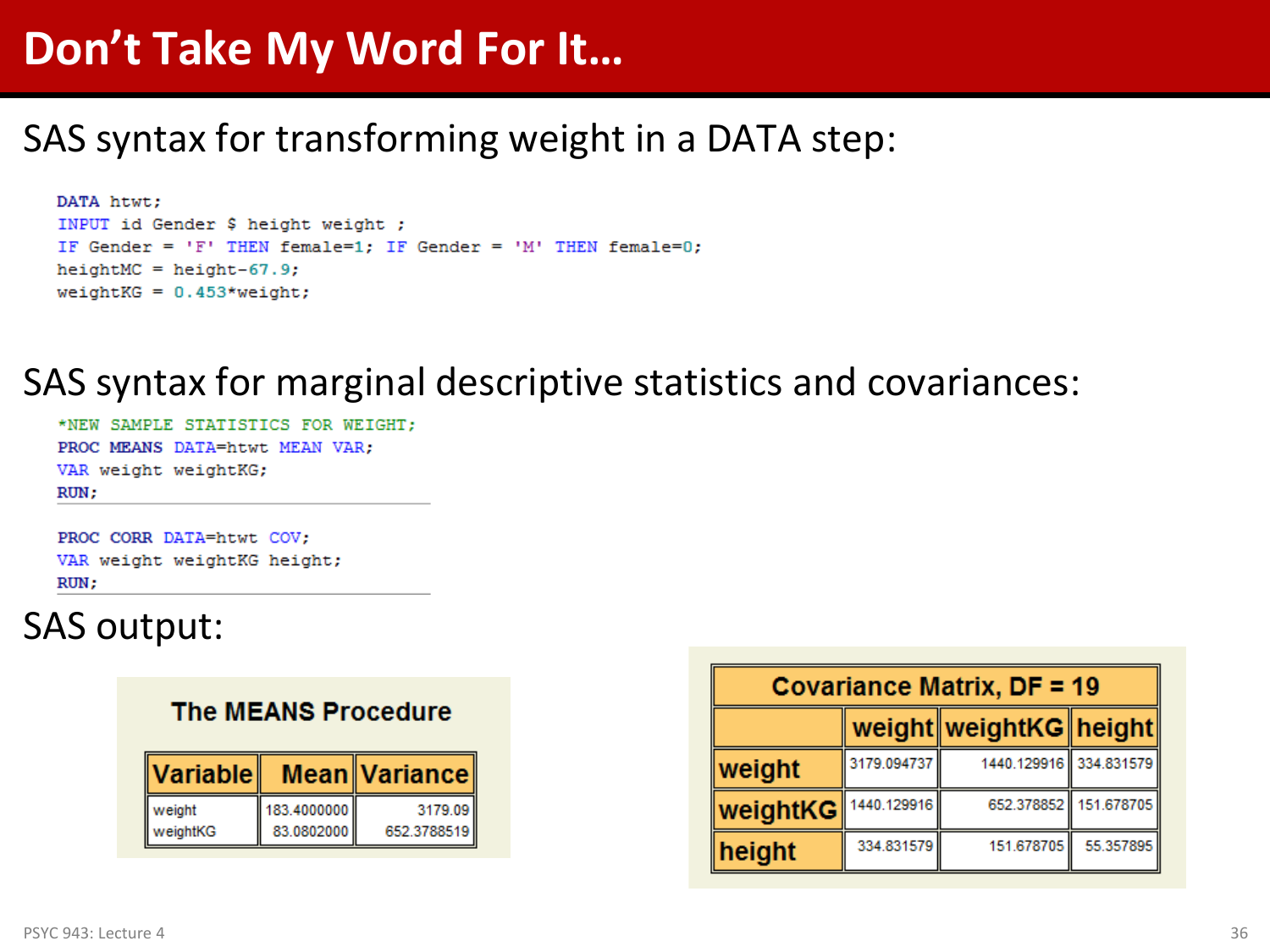# Don't Take My Word For It…

SAS syntax for transforming weight in a DATA step:

```
DATA htwt;
INPUT id Gender $ height weight ;
IF Gender = 'F' THEN female=1; IF Gender = 'M' THEN female=0;
heightMC = height-67.9;
weightKG = 0.453*weight;
```

SAS syntax for marginal descriptive statistics and covariances:

```
*NEW SAMPLE STATISTICS FOR WEIGHT;
PROC MEANS DATA=htwt MEAN VAR;
VAR weight weightKG;
RUN;

PROC CORR DATA=htwt COV;
VAR weight weightKG height;
RUN;
```

SAS output:

**The MEANS Procedure**

| Variable | Mean | Variance |
|---|---|---|
| weight | 183.4000000 | 3179.09 |
| weightKG | 83.0802000 | 652.3788519 |

**Covariance Matrix, DF = 19**

| | weight | weightKG | height |
|---|---|---|---|
| weight | 3179.094737 | 1440.129916 | 334.831579 |
| weightKG | 1440.129916 | 652.378852 | 151.678705 |
| height | 334.831579 | 151.678705 | 55.357895 |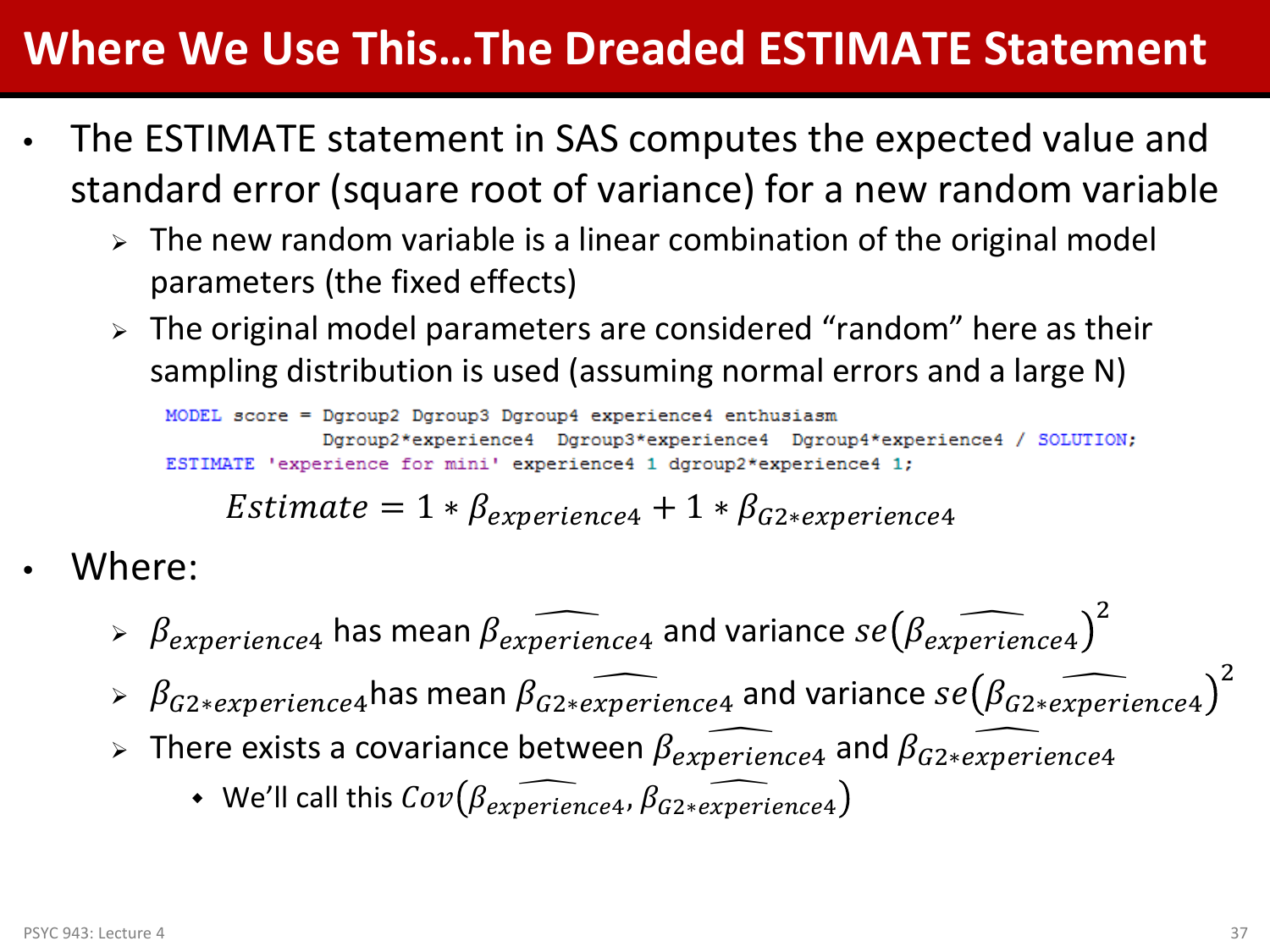# Where We Use This…The Dreaded ESTIMATE Statement

- The ESTIMATE statement in SAS computes the expected value and standard error (square root of variance) for a new random variable
  - The new random variable is a linear combination of the original model parameters (the fixed effects)
  - The original model parameters are considered "random" here as their sampling distribution is used (assuming normal errors and a large N)

```
MODEL score = Dgroup2 Dgroup3 Dgroup4 experience4 enthusiasm
              Dgroup2*experience4  Dgroup3*experience4  Dgroup4*experience4 / SOLUTION;
ESTIMATE 'experience for mini' experience4 1 dgroup2*experience4 1;
```

$$Estimate = 1 * \beta_{experience4} + 1 * \beta_{G2*experience4}$$

- Where:
  - $\beta_{experience4}$ has mean $\widehat{\beta_{experience4}}$ and variance $se\left(\widehat{\beta_{experience4}}\right)^2$
  - $\beta_{G2*experience4}$ has mean $\widehat{\beta_{G2*experience4}}$ and variance $se\left(\widehat{\beta_{G2*experience4}}\right)^2$
  - There exists a covariance between $\widehat{\beta_{experience4}}$ and $\widehat{\beta_{G2*experience4}}$
    - We'll call this $Cov\left(\widehat{\beta_{experience4}}, \widehat{\beta_{G2*experience4}}\right)$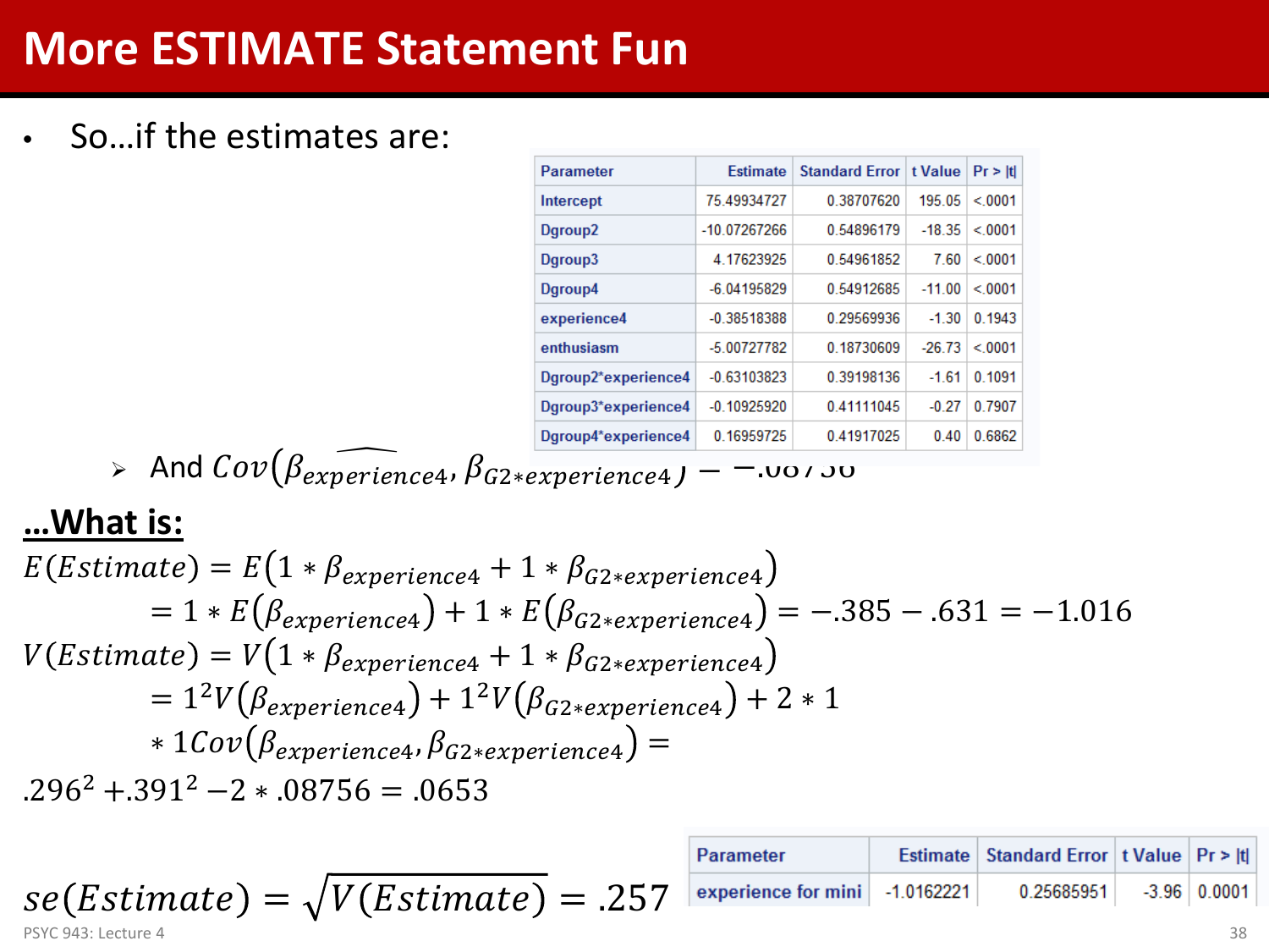# More ESTIMATE Statement Fun

- So…if the estimates are:

| Parameter | Estimate | Standard Error | t Value | Pr > \|t\| |
|---|---|---|---|---|
| Intercept | 75.49934727 | 0.38707620 | 195.05 | <.0001 |
| Dgroup2 | -10.07267266 | 0.54896179 | -18.35 | <.0001 |
| Dgroup3 | 4.17623925 | 0.54961852 | 7.60 | <.0001 |
| Dgroup4 | -6.04195829 | 0.54912685 | -11.00 | <.0001 |
| experience4 | -0.38518388 | 0.29569936 | -1.30 | 0.1943 |
| enthusiasm | -5.00727782 | 0.18730609 | -26.73 | <.0001 |
| Dgroup2*experience4 | -0.63103823 | 0.39198136 | -1.61 | 0.1091 |
| Dgroup3*experience4 | -0.10925920 | 0.41111045 | -0.27 | 0.7907 |
| Dgroup4*experience4 | 0.16959725 | 0.41917025 | 0.40 | 0.6862 |

  - And $\widehat{Cov\left(\beta_{experience4}, \beta_{G2*experience4}\right)} = -.08756$

**…What is:**

$$E(Estimate) = E\left(1 * \beta_{experience4} + 1 * \beta_{G2*experience4}\right)$$
$$= 1 * E\left(\beta_{experience4}\right) + 1 * E\left(\beta_{G2*experience4}\right) = -.385 - .631 = -1.016$$
$$V(Estimate) = V\left(1 * \beta_{experience4} + 1 * \beta_{G2*experience4}\right)$$
$$= 1^2 V\left(\beta_{experience4}\right) + 1^2 V\left(\beta_{G2*experience4}\right) + 2 * 1 * 1 Cov\left(\beta_{experience4}, \beta_{G2*experience4}\right) =$$
$$.296^2 + .391^2 - 2 * .08756 = .0653$$

$$se(Estimate) = \sqrt{V(Estimate)} = .257$$

| Parameter | Estimate | Standard Error | t Value | Pr > \|t\| |
|---|---|---|---|---|
| experience for mini | -1.0162221 | 0.25685951 | -3.96 | 0.0001 |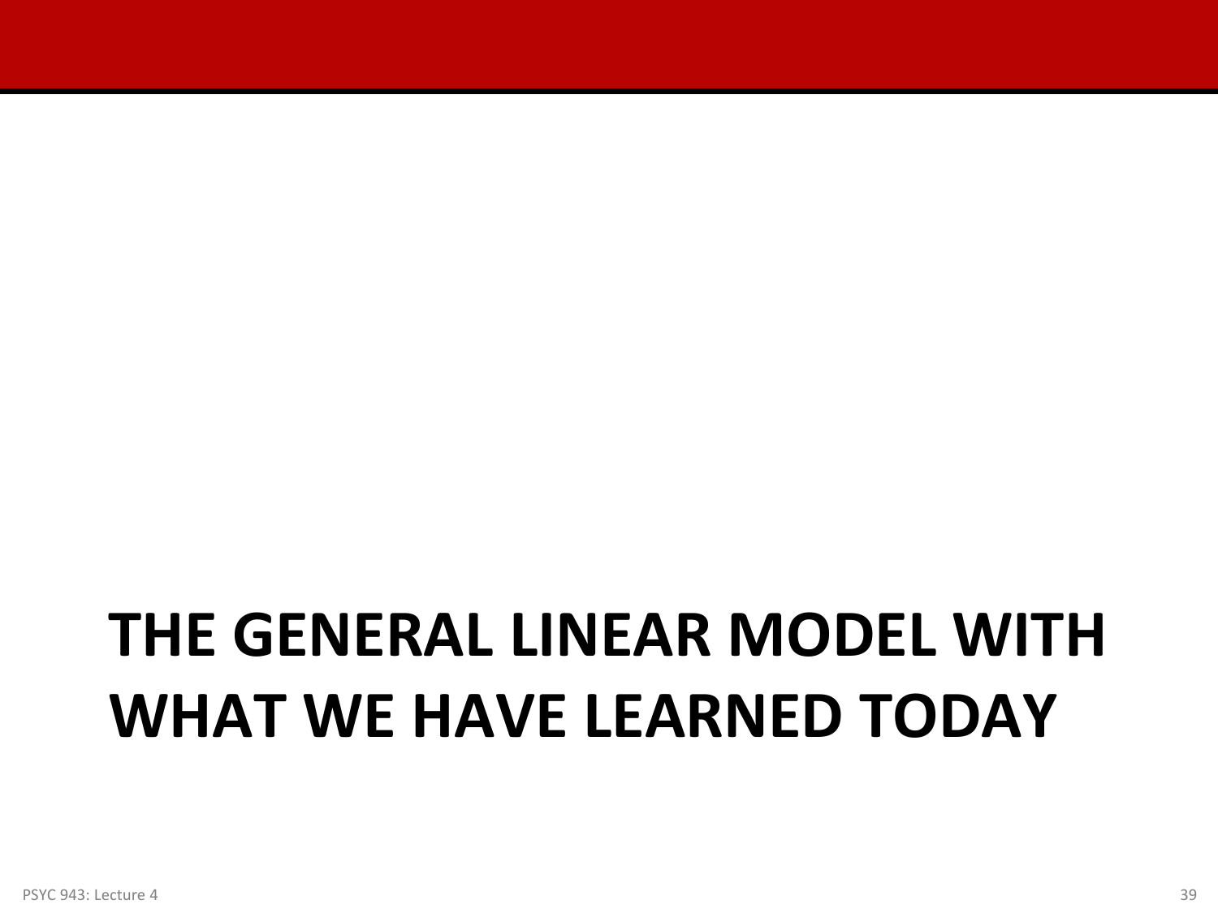# THE GENERAL LINEAR MODEL WITH WHAT WE HAVE LEARNED TODAY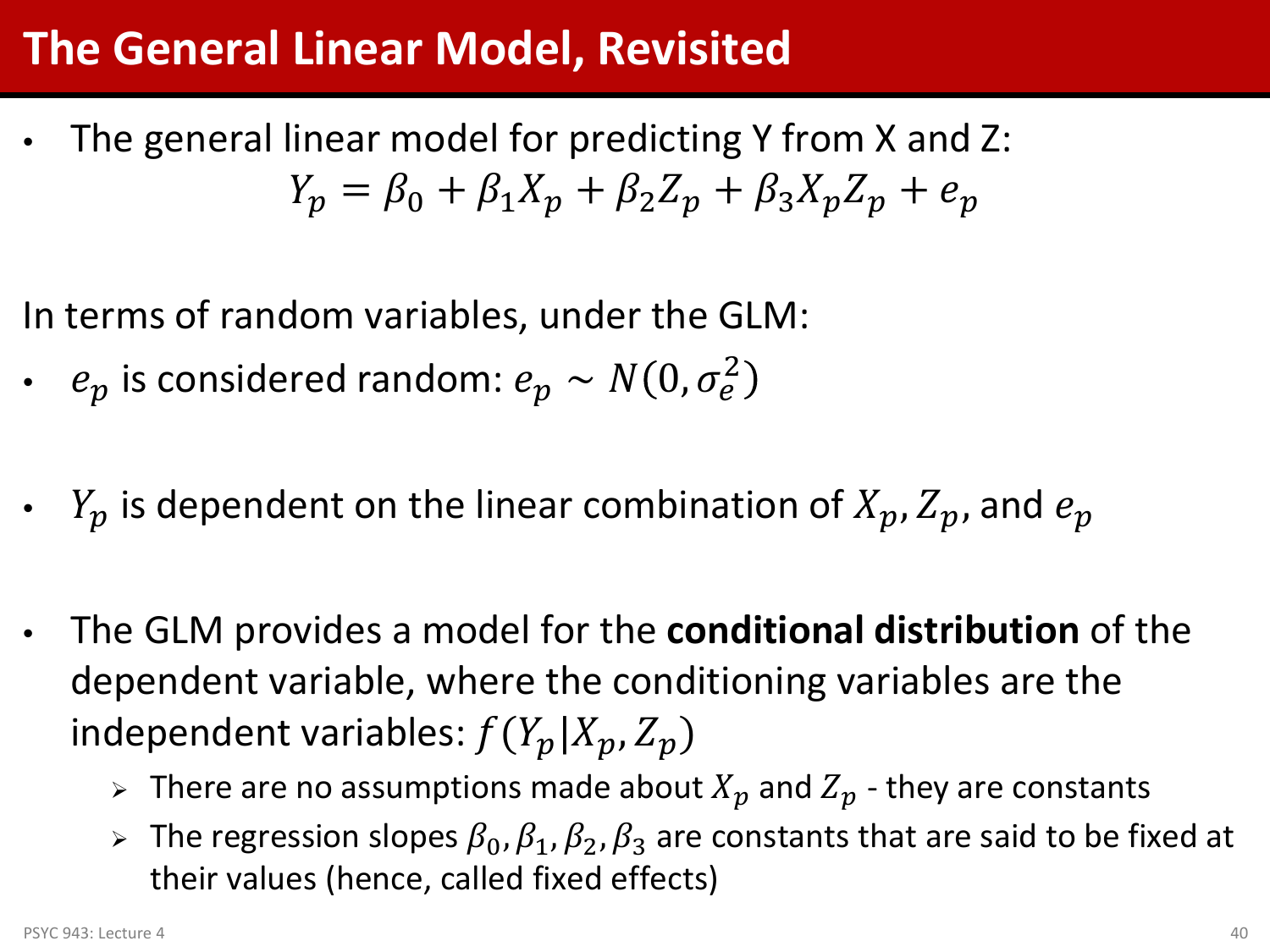# The General Linear Model, Revisited

- The general linear model for predicting Y from X and Z:

$$Y_p = \beta_0 + \beta_1 X_p + \beta_2 Z_p + \beta_3 X_p Z_p + e_p$$

In terms of random variables, under the GLM:

- $e_p$ is considered random: $e_p \sim N(0, \sigma_e^2)$

- $Y_p$ is dependent on the linear combination of $X_p, Z_p$, and $e_p$

- The GLM provides a model for the **conditional distribution** of the dependent variable, where the conditioning variables are the independent variables: $f(Y_p | X_p, Z_p)$
  - There are no assumptions made about $X_p$ and $Z_p$ - they are constants
  - The regression slopes $\beta_0, \beta_1, \beta_2, \beta_3$ are constants that are said to be fixed at their values (hence, called fixed effects)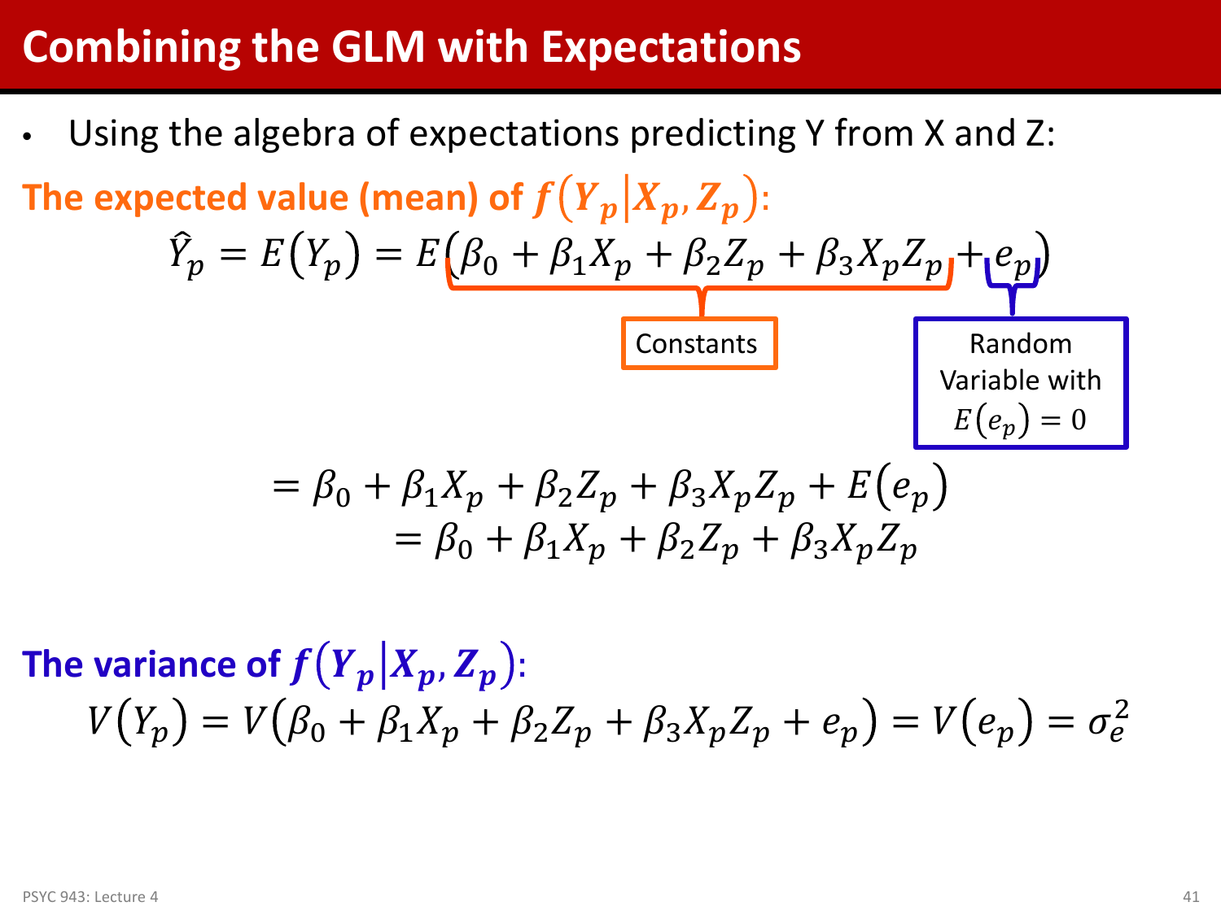# Combining the GLM with Expectations

- Using the algebra of expectations predicting Y from X and Z:

**The expected value (mean) of $f(Y_p|X_p, Z_p)$:**

$$\hat{Y}_p = E(Y_p) = E(\underbrace{\beta_0 + \beta_1 X_p + \beta_2 Z_p + \beta_3 X_p Z_p}_{\text{Constants}} + \underbrace{e_p}_{\text{Random Variable with } E(e_p)=0})$$

$$= \beta_0 + \beta_1 X_p + \beta_2 Z_p + \beta_3 X_p Z_p + E(e_p)$$

$$= \beta_0 + \beta_1 X_p + \beta_2 Z_p + \beta_3 X_p Z_p$$

**The variance of $f(Y_p|X_p, Z_p)$:**

$$V(Y_p) = V(\beta_0 + \beta_1 X_p + \beta_2 Z_p + \beta_3 X_p Z_p + e_p) = V(e_p) = \sigma_e^2$$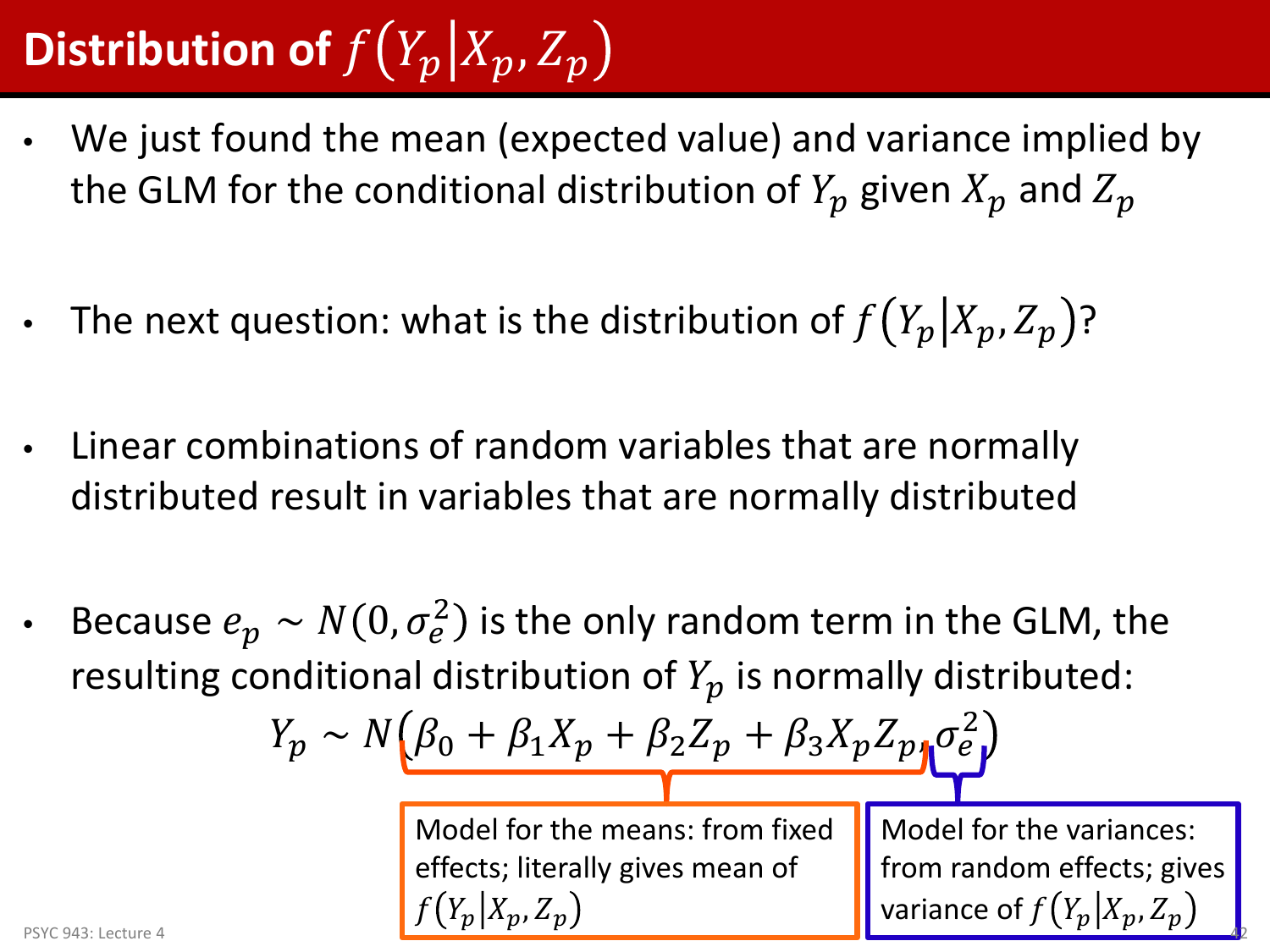# Distribution of $f\left(Y_p \middle| X_p, Z_p\right)$

- We just found the mean (expected value) and variance implied by the GLM for the conditional distribution of $Y_p$ given $X_p$ and $Z_p$

- The next question: what is the distribution of $f\left(Y_p \middle| X_p, Z_p\right)$?

- Linear combinations of random variables that are normally distributed result in variables that are normally distributed

- Because $e_p \sim N(0, \sigma_e^2)$ is the only random term in the GLM, the resulting conditional distribution of $Y_p$ is normally distributed:

$$Y_p \sim N\left(\beta_0 + \beta_1 X_p + \beta_2 Z_p + \beta_3 X_p Z_p, \sigma_e^2\right)$$

Model for the means: from fixed effects; literally gives mean of $f\left(Y_p \middle| X_p, Z_p\right)$

Model for the variances: from random effects; gives variance of $f\left(Y_p \middle| X_p, Z_p\right)$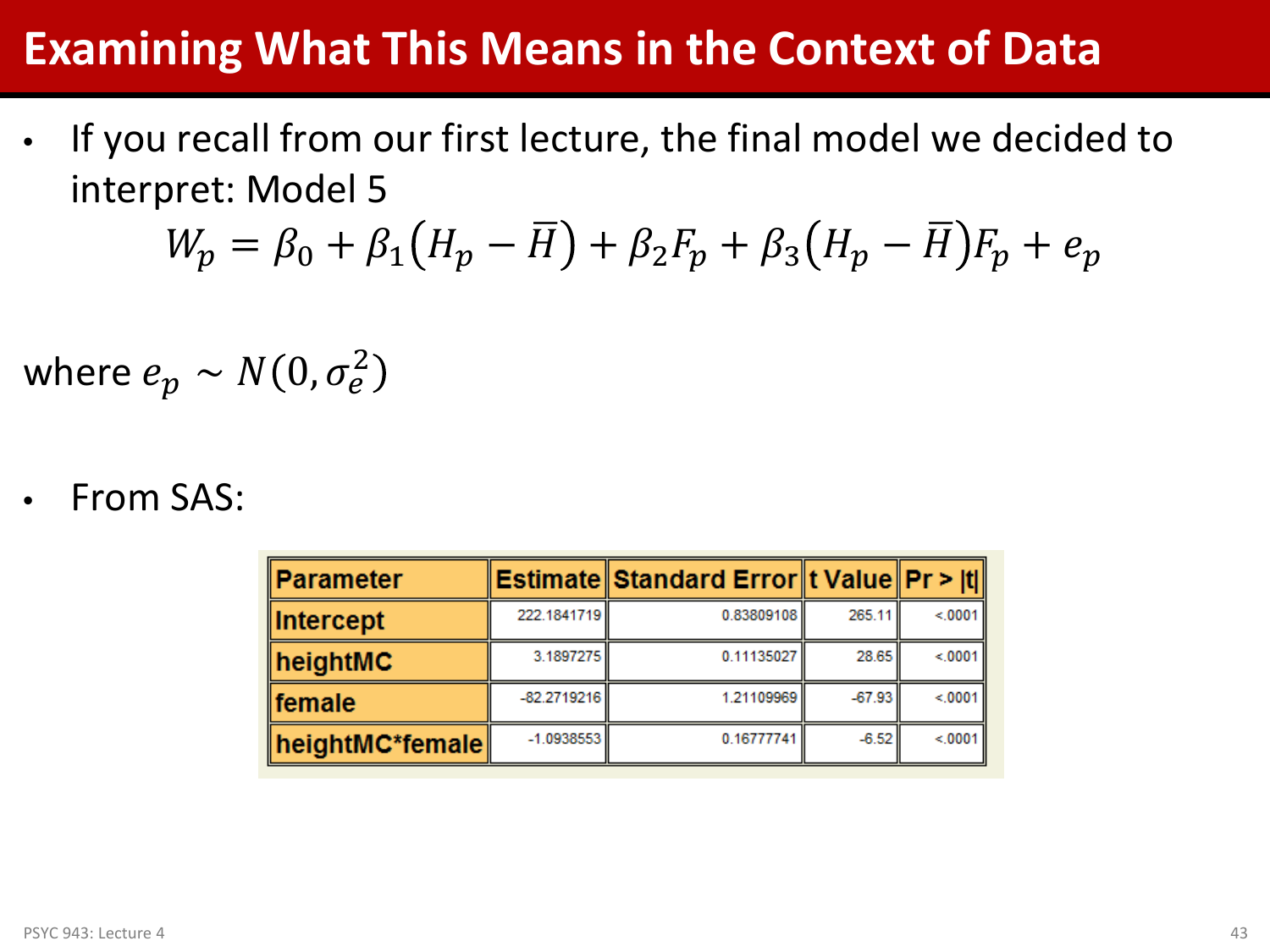# Examining What This Means in the Context of Data

- If you recall from our first lecture, the final model we decided to interpret: Model 5

$$W_p = \beta_0 + \beta_1\left(H_p - \bar{H}\right) + \beta_2 F_p + \beta_3\left(H_p - \bar{H}\right)F_p + e_p$$

where $e_p \sim N(0, \sigma_e^2)$

- From SAS:

| Parameter | Estimate | Standard Error | t Value | Pr > \|t\| |
|---|---|---|---|---|
| Intercept | 222.1841719 | 0.83809108 | 265.11 | <.0001 |
| heightMC | 3.1897275 | 0.11135027 | 28.65 | <.0001 |
| female | -82.2719216 | 1.21109969 | -67.93 | <.0001 |
| heightMC*female | -1.0938553 | 0.16777741 | -6.52 | <.0001 |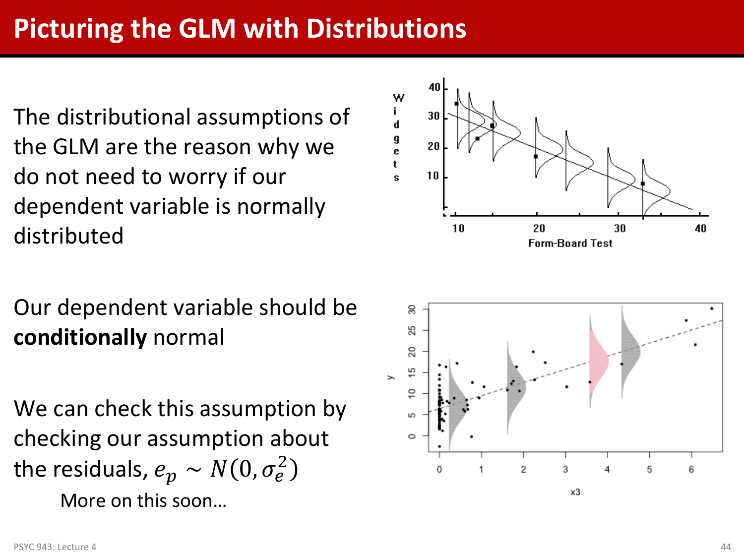# Picturing the GLM with Distributions

The distributional assumptions of the GLM are the reason why we do not need to worry if our dependent variable is normally distributed

Our dependent variable should be **conditionally** normal

We can check this assumption by checking our assumption about the residuals, $e_p \sim N(0, \sigma_e^2)$

More on this soon…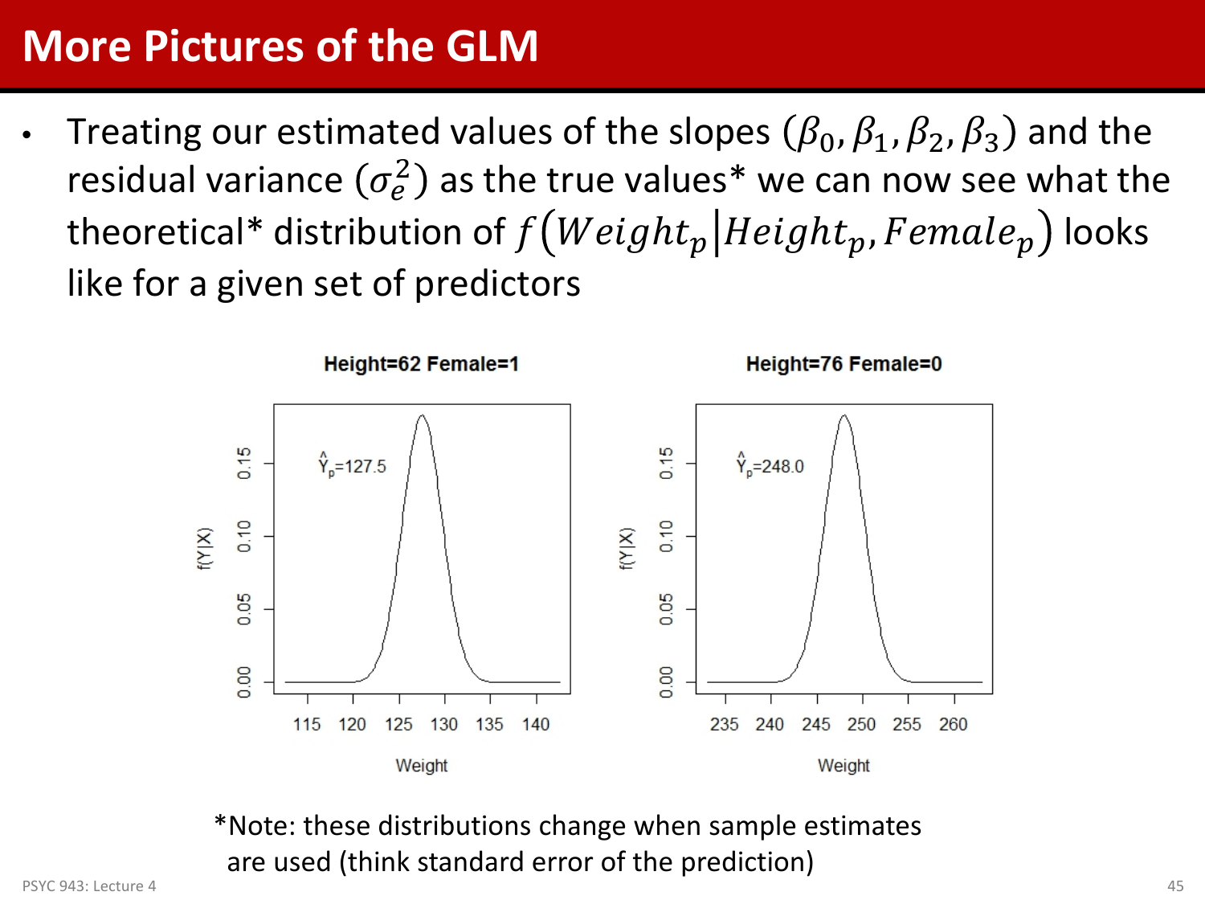# More Pictures of the GLM

- Treating our estimated values of the slopes ($\beta_0, \beta_1, \beta_2, \beta_3$) and the residual variance ($\sigma_e^2$) as the true values* we can now see what the theoretical* distribution of $f\left(Weight_p \middle| Height_p, Female_p\right)$ looks like for a given set of predictors

*Note: these distributions change when sample estimates are used (think standard error of the prediction)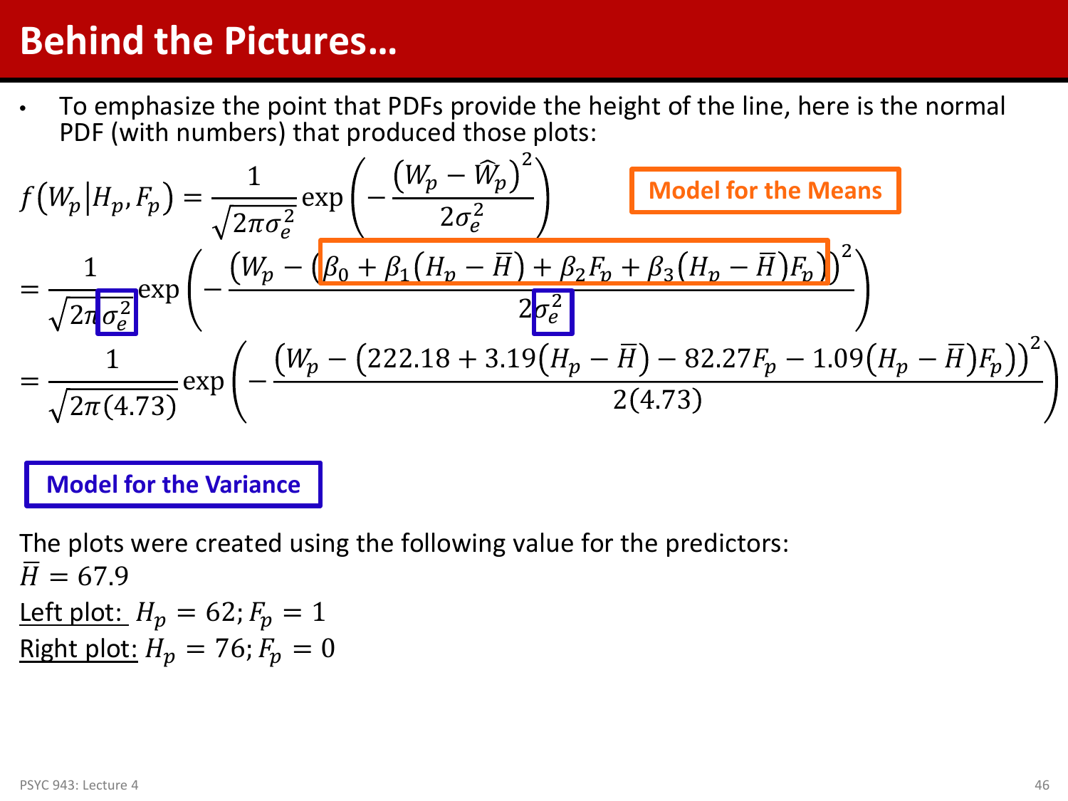# Behind the Pictures…

- To emphasize the point that PDFs provide the height of the line, here is the normal PDF (with numbers) that produced those plots:

$$f\left(W_p \middle| H_p, F_p\right) = \frac{1}{\sqrt{2\pi\sigma_e^2}} \exp\left(-\frac{\left(W_p - \hat{W}_p\right)^2}{2\sigma_e^2}\right)$$

**Model for the Means**

$$= \frac{1}{\sqrt{2\pi\sigma_e^2}} \exp\left(-\frac{\left(W_p - \left(\beta_0 + \beta_1\left(H_p - \bar{H}\right) + \beta_2 F_p + \beta_3\left(H_p - \bar{H}\right)F_p\right)\right)^2}{2\sigma_e^2}\right)$$

$$= \frac{1}{\sqrt{2\pi(4.73)}} \exp\left(-\frac{\left(W_p - \left(222.18 + 3.19\left(H_p - \bar{H}\right) - 82.27F_p - 1.09\left(H_p - \bar{H}\right)F_p\right)\right)^2}{2(4.73)}\right)$$

**Model for the Variance**

The plots were created using the following value for the predictors:

$\bar{H} = 67.9$

Left plot: $H_p = 62; F_p = 1$

Right plot: $H_p = 76; F_p = 0$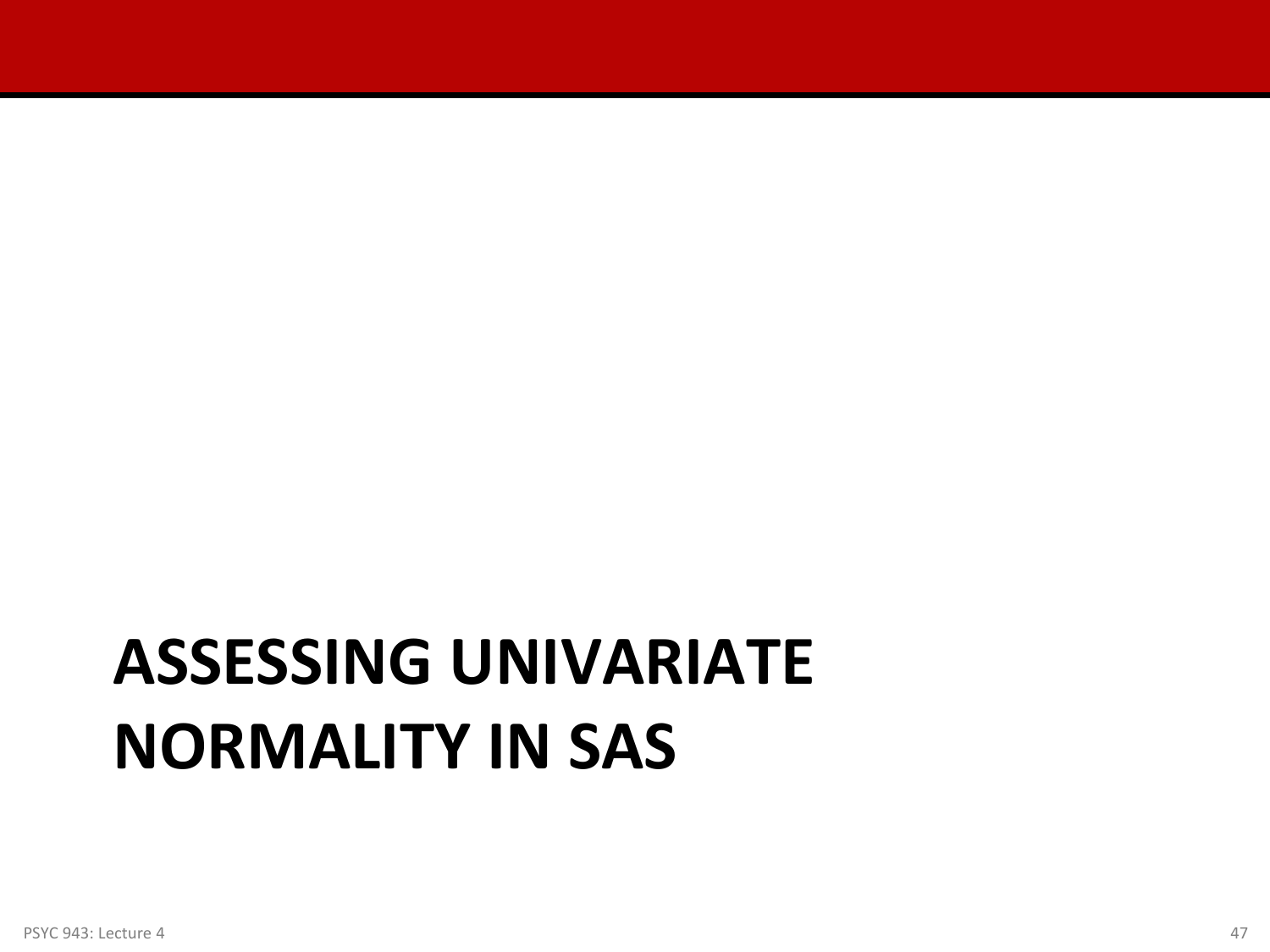# ASSESSING UNIVARIATE NORMALITY IN SAS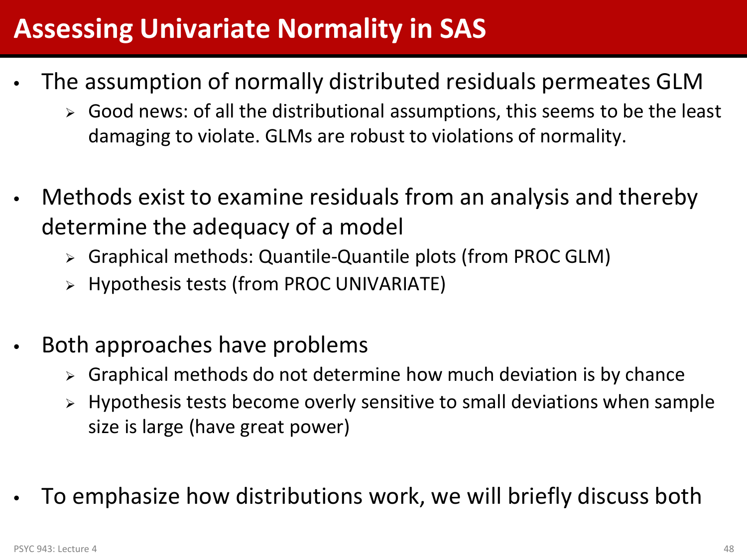# Assessing Univariate Normality in SAS

- The assumption of normally distributed residuals permeates GLM
  - Good news: of all the distributional assumptions, this seems to be the least damaging to violate. GLMs are robust to violations of normality.

- Methods exist to examine residuals from an analysis and thereby determine the adequacy of a model
  - Graphical methods: Quantile-Quantile plots (from PROC GLM)
  - Hypothesis tests (from PROC UNIVARIATE)

- Both approaches have problems
  - Graphical methods do not determine how much deviation is by chance
  - Hypothesis tests become overly sensitive to small deviations when sample size is large (have great power)

- To emphasize how distributions work, we will briefly discuss both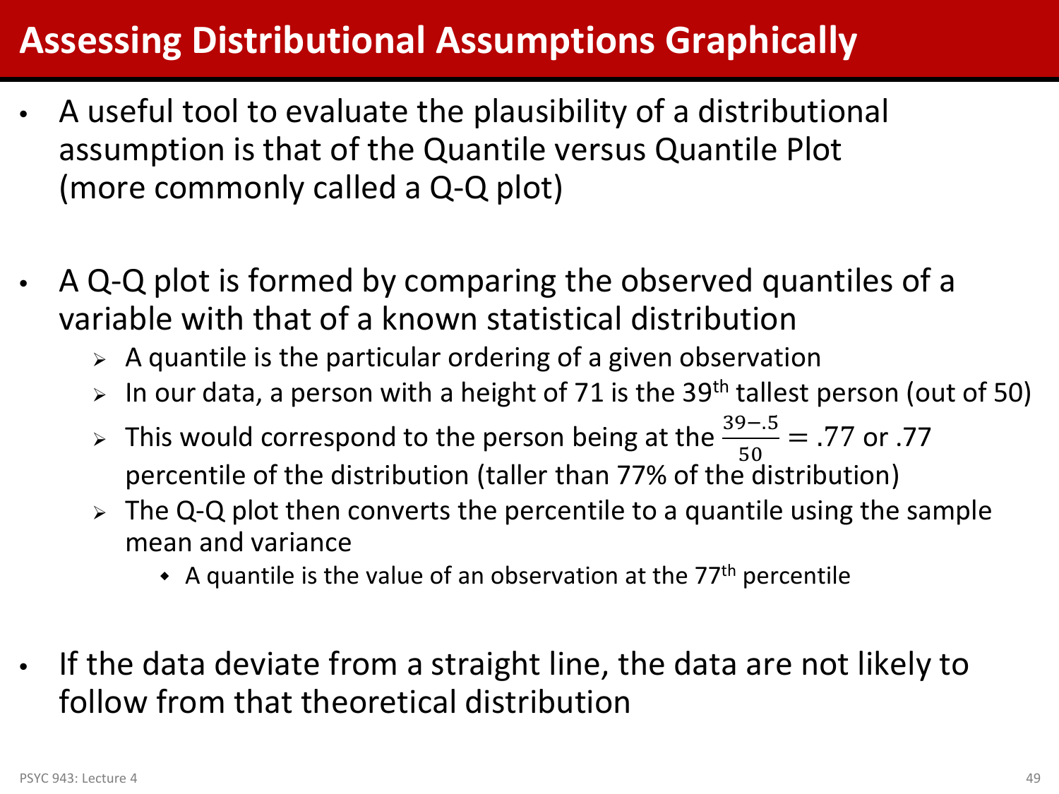# Assessing Distributional Assumptions Graphically

- A useful tool to evaluate the plausibility of a distributional assumption is that of the Quantile versus Quantile Plot (more commonly called a Q-Q plot)

- A Q-Q plot is formed by comparing the observed quantiles of a variable with that of a known statistical distribution
  - A quantile is the particular ordering of a given observation
  - In our data, a person with a height of 71 is the 39th tallest person (out of 50)
  - This would correspond to the person being at the $\frac{39-.5}{50} = .77$ or .77 percentile of the distribution (taller than 77% of the distribution)
  - The Q-Q plot then converts the percentile to a quantile using the sample mean and variance
    - A quantile is the value of an observation at the 77th percentile

- If the data deviate from a straight line, the data are not likely to follow from that theoretical distribution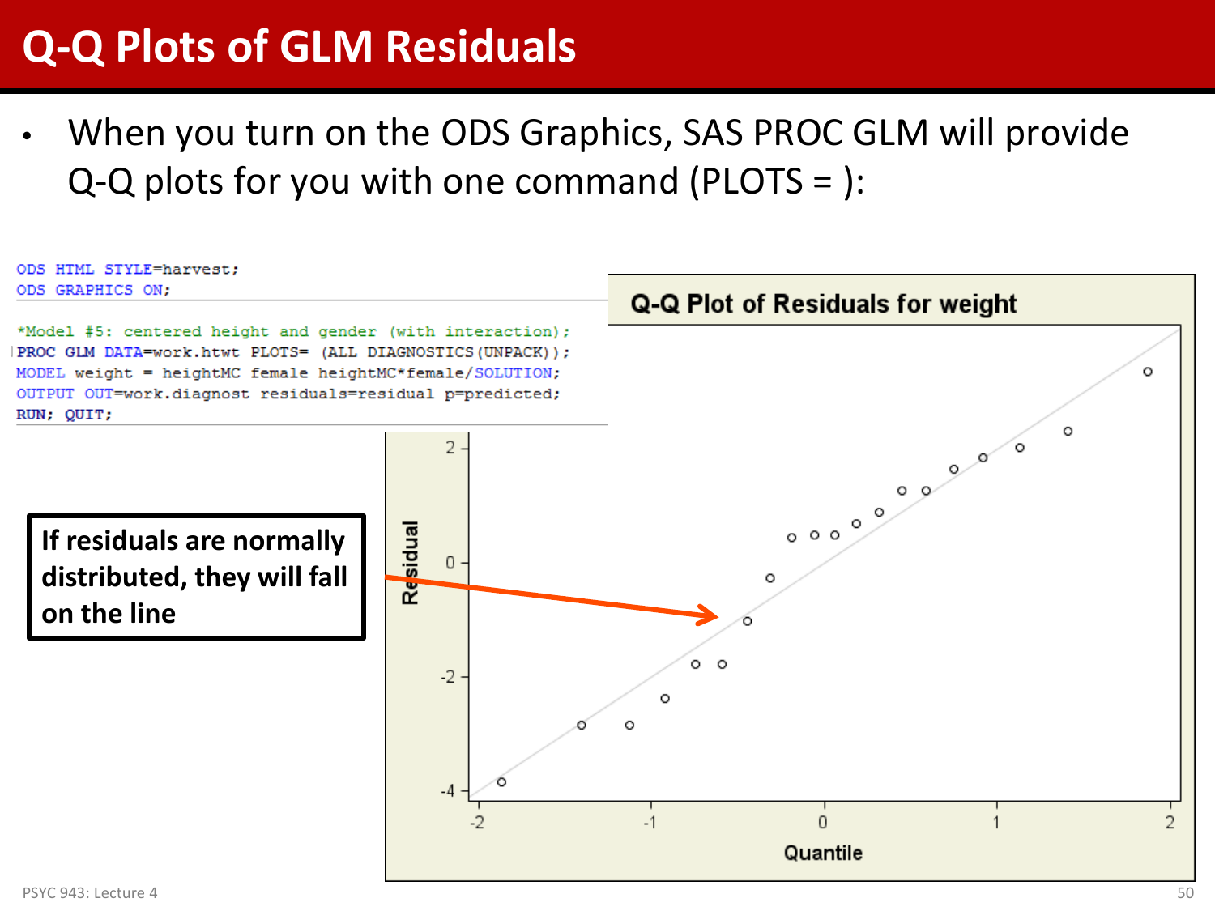# Q-Q Plots of GLM Residuals

- When you turn on the ODS Graphics, SAS PROC GLM will provide Q-Q plots for you with one command (PLOTS = ):

```
ODS HTML STYLE=harvest;
ODS GRAPHICS ON;

*Model #5: centered height and gender (with interaction);
PROC GLM DATA=work.htwt PLOTS= (ALL DIAGNOSTICS(UNPACK));
MODEL weight = heightMC female heightMC*female/SOLUTION;
OUTPUT OUT=work.diagnost residuals=residual p=predicted;
RUN; QUIT;
```

**If residuals are normally distributed, they will fall on the line**

Q-Q Plot of Residuals for weight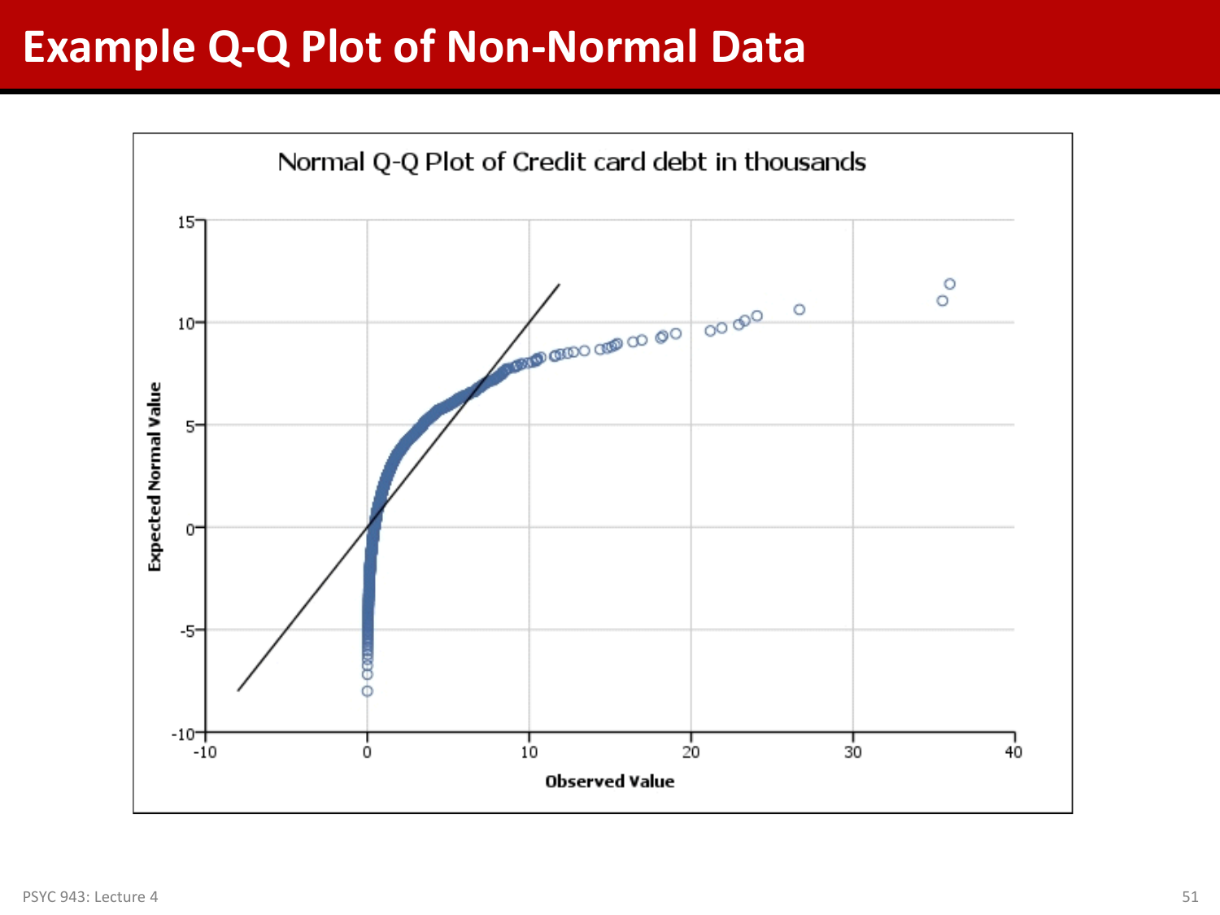# Example Q-Q Plot of Non-Normal Data

Normal Q-Q Plot of Credit card debt in thousands

Expected Normal Value

Observed Value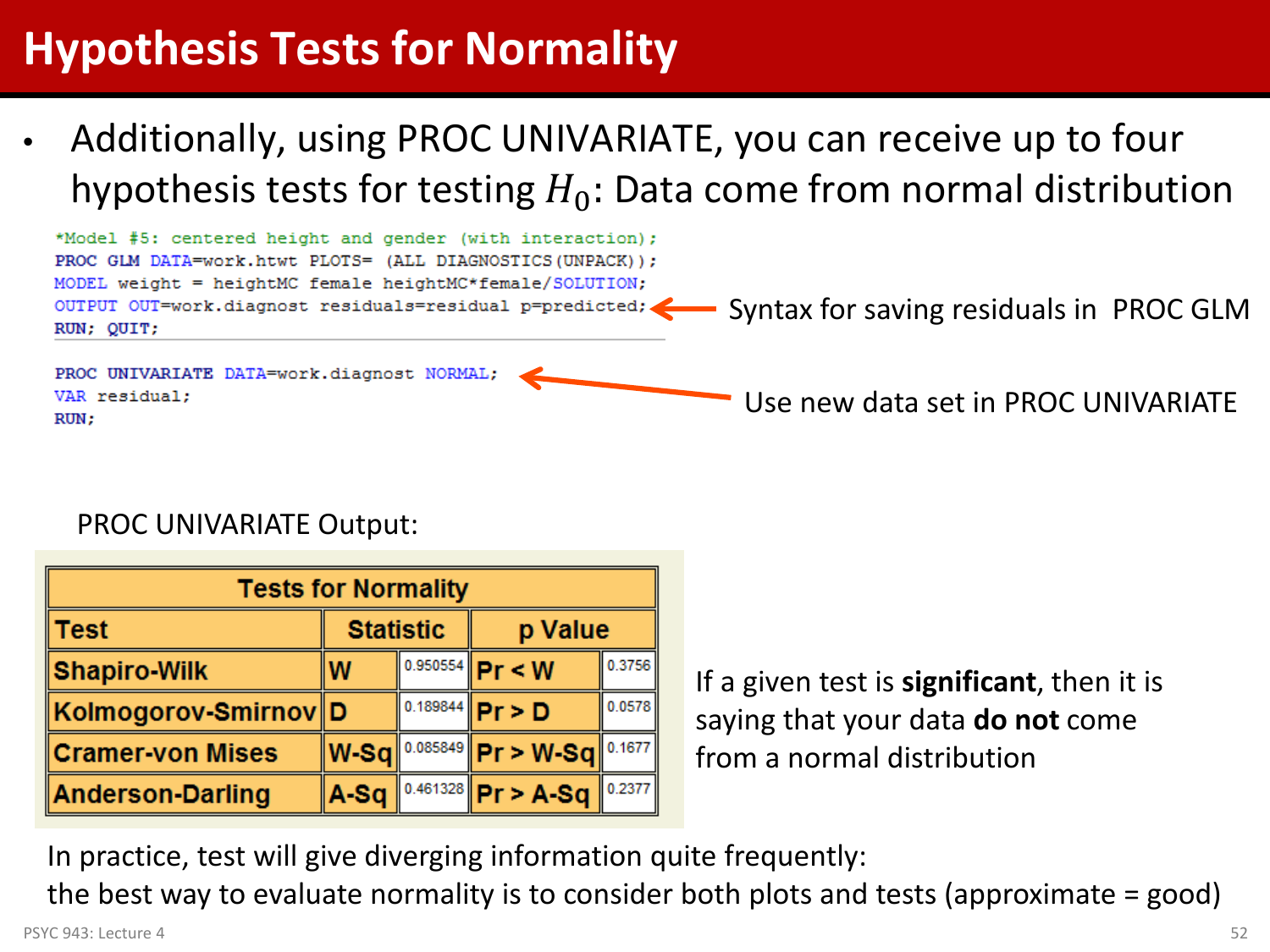# Hypothesis Tests for Normality

- Additionally, using PROC UNIVARIATE, you can receive up to four hypothesis tests for testing $H_0$: Data come from normal distribution

```
*Model #5: centered height and gender (with interaction);
PROC GLM DATA=work.htwt PLOTS= (ALL DIAGNOSTICS(UNPACK));
MODEL weight = heightMC female heightMC*female/SOLUTION;
OUTPUT OUT=work.diagnost residuals=residual p=predicted;
RUN; QUIT;
```

Syntax for saving residuals in PROC GLM

```
PROC UNIVARIATE DATA=work.diagnost NORMAL;
VAR residual;
RUN;
```

Use new data set in PROC UNIVARIATE

PROC UNIVARIATE Output:

| Tests for Normality | | | | |
|---|---|---|---|---|
| **Test** | **Statistic** | | **p Value** | |
| Shapiro-Wilk | W | 0.950554 | Pr < W | 0.3756 |
| Kolmogorov-Smirnov | D | 0.189844 | Pr > D | 0.0578 |
| Cramer-von Mises | W-Sq | 0.085849 | Pr > W-Sq | 0.1677 |
| Anderson-Darling | A-Sq | 0.461328 | Pr > A-Sq | 0.2377 |

If a given test is **significant**, then it is saying that your data **do not** come from a normal distribution

In practice, test will give diverging information quite frequently:
the best way to evaluate normality is to consider both plots and tests (approximate = good)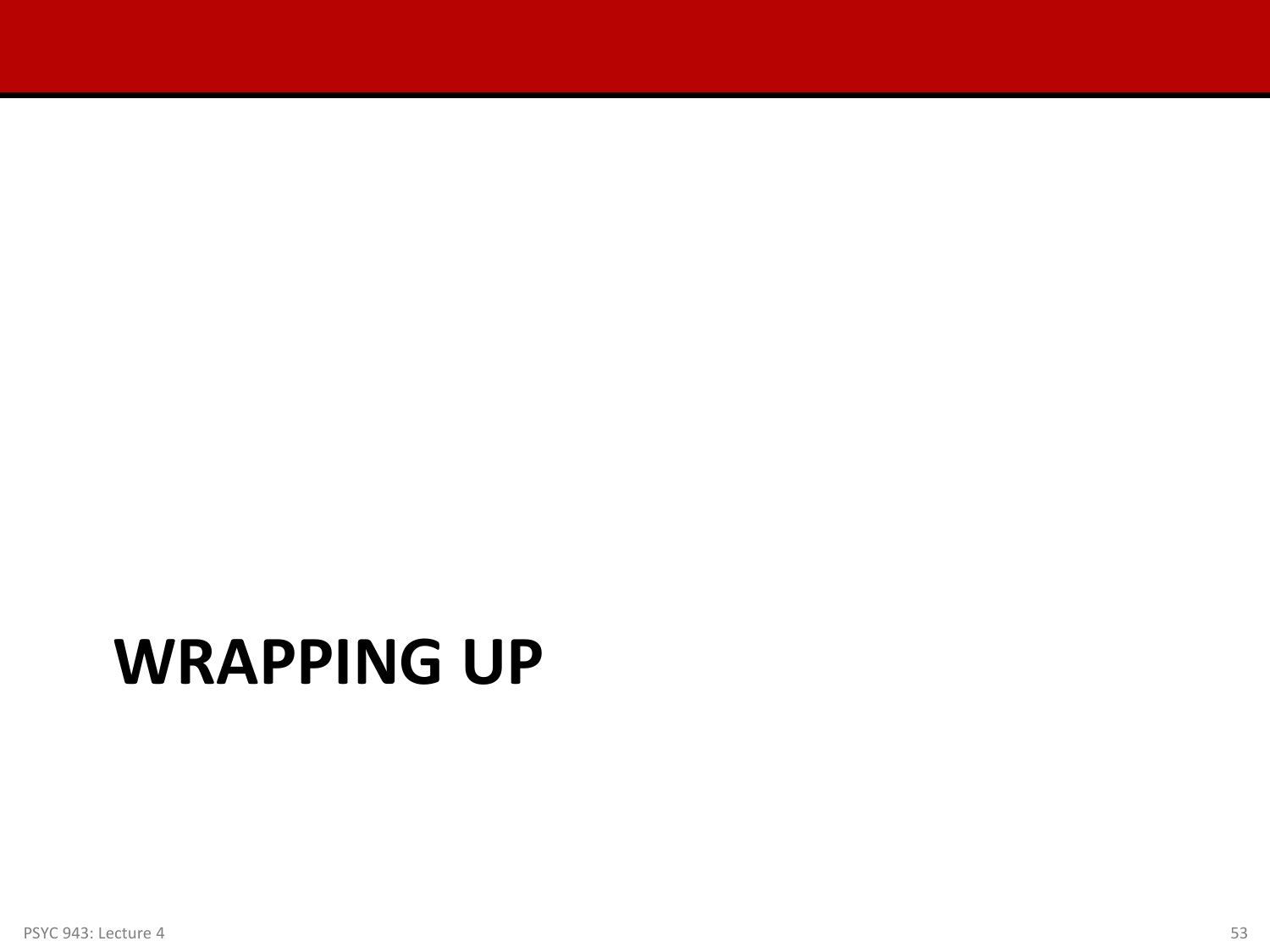# WRAPPING UP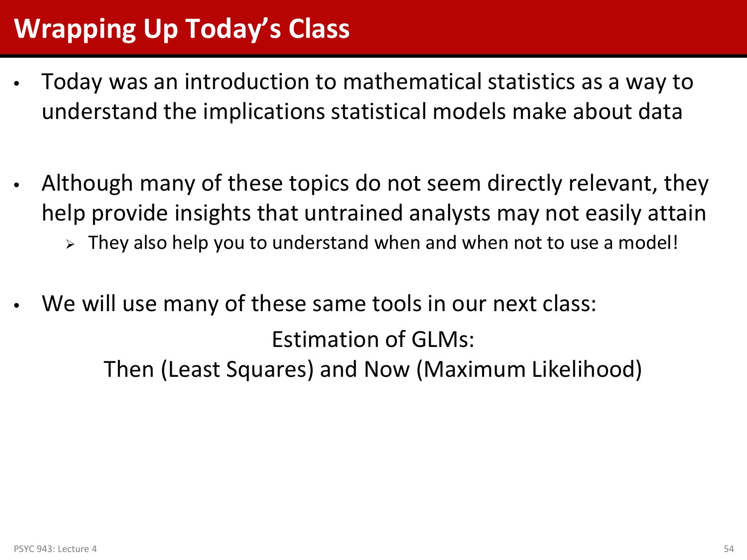# Wrapping Up Today's Class

- Today was an introduction to mathematical statistics as a way to understand the implications statistical models make about data

- Although many of these topics do not seem directly relevant, they help provide insights that untrained analysts may not easily attain
  - They also help you to understand when and when not to use a model!

- We will use many of these same tools in our next class:

  Estimation of GLMs:
  Then (Least Squares) and Now (Maximum Likelihood)